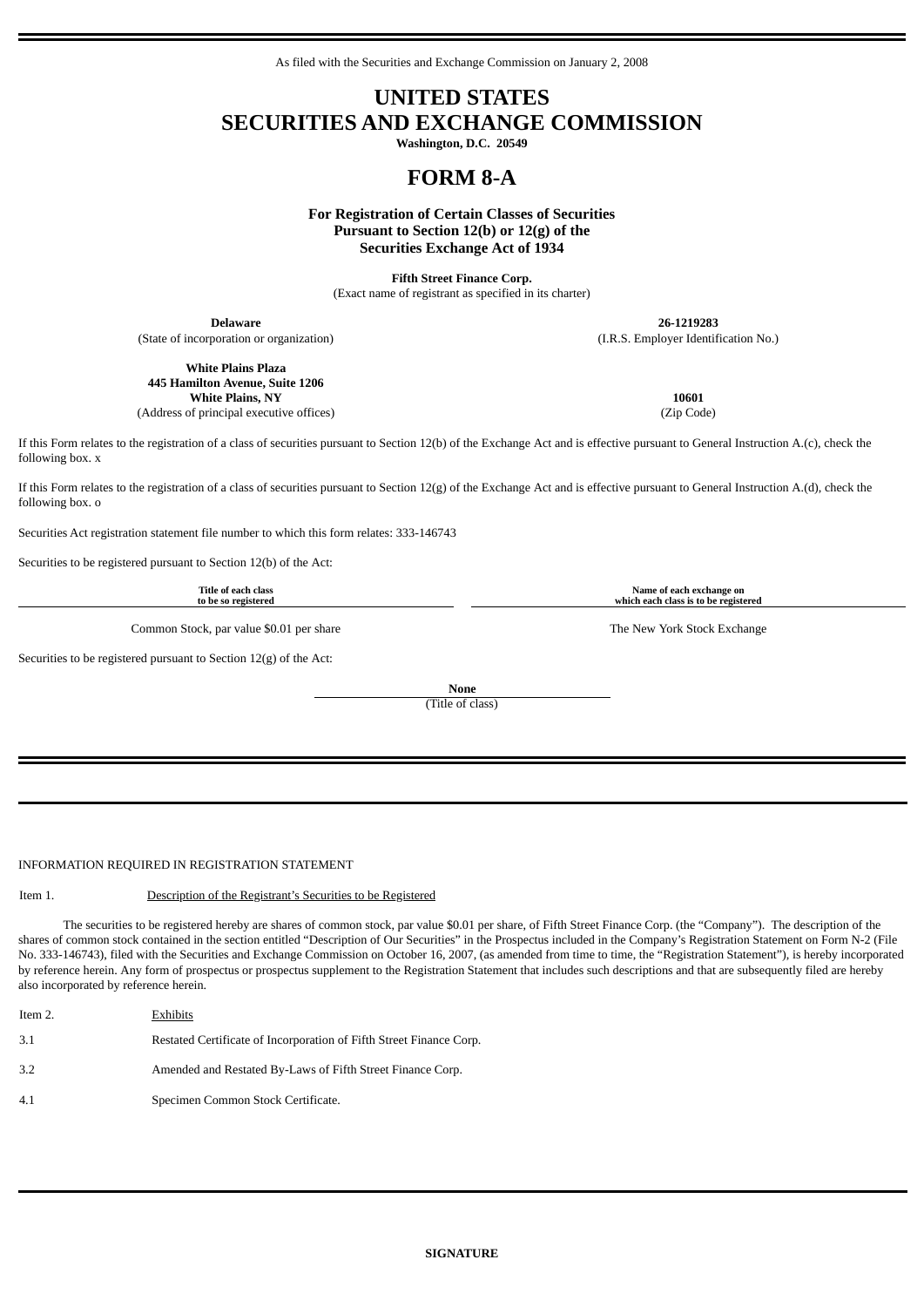As filed with the Securities and Exchange Commission on January 2, 2008

# UNITED STATES
# SECURITIES AND EXCHANGE COMMISSION

**Washington, D.C. 20549**

# FORM 8-A

**For Registration of Certain Classes of Securities Pursuant to Section 12(b) or 12(g) of the Securities Exchange Act of 1934**

**Fifth Street Finance Corp.**
(Exact name of registrant as specified in its charter)

| **Delaware** | **26-1219283** |
|---|---|
| (State of incorporation or organization) | (I.R.S. Employer Identification No.) |
| **White Plains Plaza 445 Hamilton Avenue, Suite 1206 White Plains, NY** | **10601** |
| (Address of principal executive offices) | (Zip Code) |

If this Form relates to the registration of a class of securities pursuant to Section 12(b) of the Exchange Act and is effective pursuant to General Instruction A.(c), check the following box. x

If this Form relates to the registration of a class of securities pursuant to Section 12(g) of the Exchange Act and is effective pursuant to General Instruction A.(d), check the following box. o

Securities Act registration statement file number to which this form relates: 333-146743

Securities to be registered pursuant to Section 12(b) of the Act:

| Title of each class to be so registered | Name of each exchange on which each class is to be registered |
|---|---|
| Common Stock, par value $0.01 per share | The New York Stock Exchange |

Securities to be registered pursuant to Section 12(g) of the Act:

**None**
(Title of class)

INFORMATION REQUIRED IN REGISTRATION STATEMENT

Item 1. Description of the Registrant's Securities to be Registered

The securities to be registered hereby are shares of common stock, par value $0.01 per share, of Fifth Street Finance Corp. (the "Company"). The description of the shares of common stock contained in the section entitled "Description of Our Securities" in the Prospectus included in the Company's Registration Statement on Form N-2 (File No. 333-146743), filed with the Securities and Exchange Commission on October 16, 2007, (as amended from time to time, the "Registration Statement"), is hereby incorporated by reference herein. Any form of prospectus or prospectus supplement to the Registration Statement that includes such descriptions and that are subsequently filed are hereby also incorporated by reference herein.

Item 2. Exhibits

3.1 Restated Certificate of Incorporation of Fifth Street Finance Corp.

3.2 Amended and Restated By-Laws of Fifth Street Finance Corp.

4.1 Specimen Common Stock Certificate.

**SIGNATURE**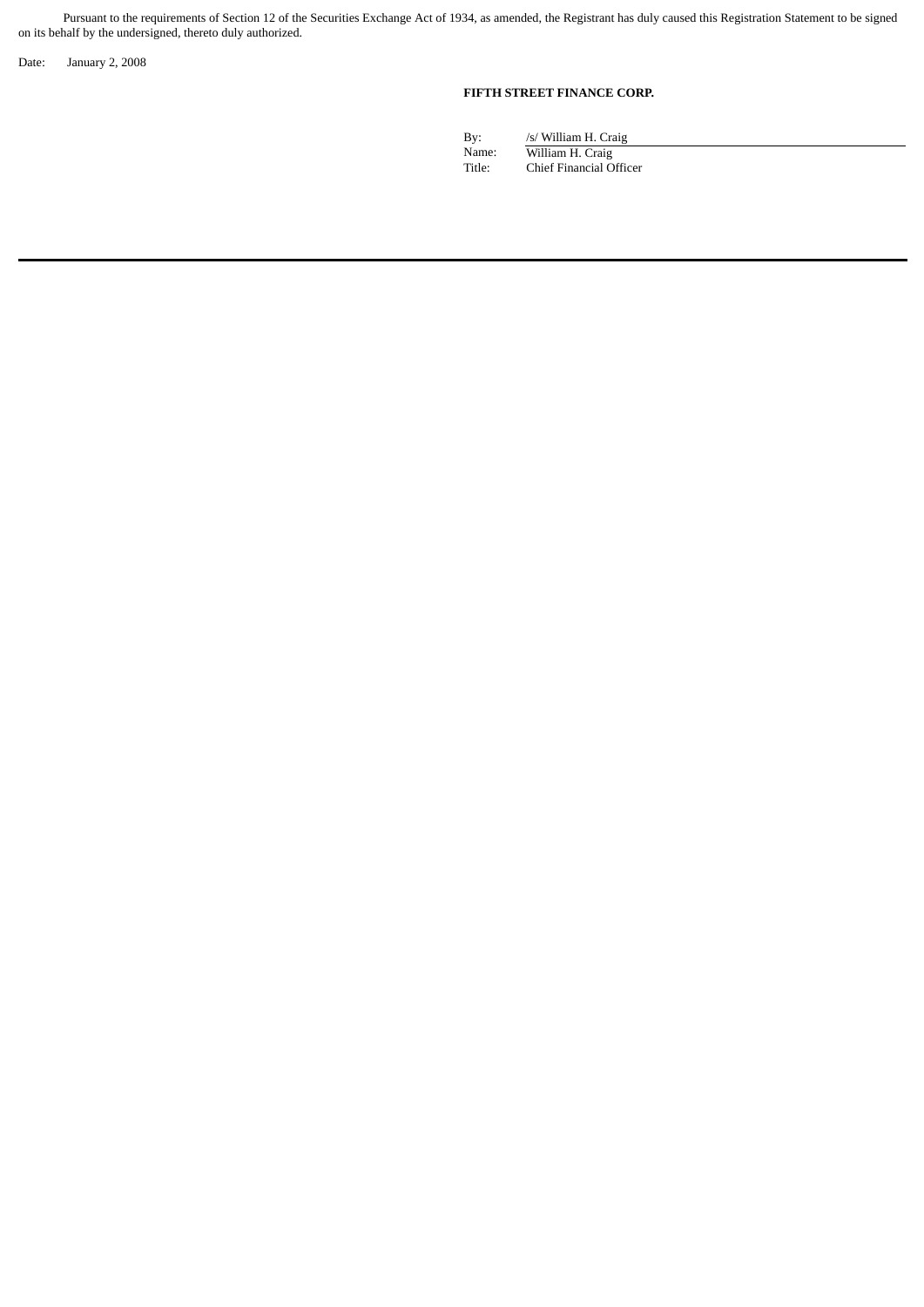Pursuant to the requirements of Section 12 of the Securities Exchange Act of 1934, as amended, the Registrant has duly caused this Registration Statement to be signed on its behalf by the undersigned, thereto duly authorized.

Date: January 2, 2008

**FIFTH STREET FINANCE CORP.**

By: /s/ William H. Craig  
Name: William H. Craig  
Title: Chief Financial Officer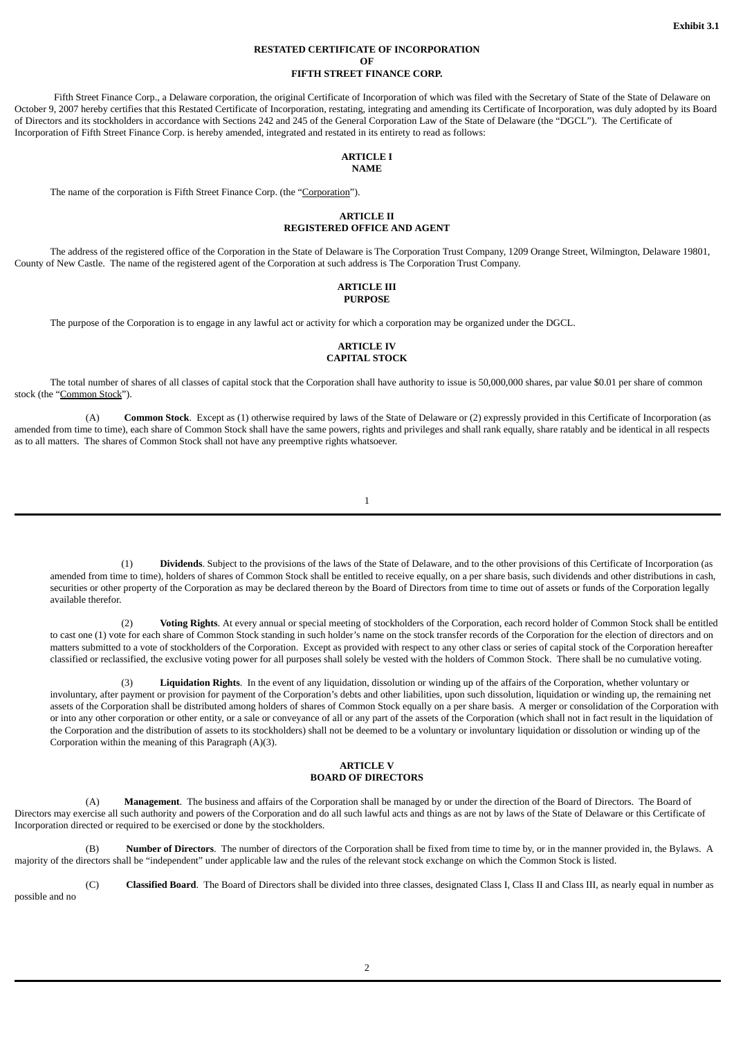Exhibit 3.1

**RESTATED CERTIFICATE OF INCORPORATION**
**OF**
**FIFTH STREET FINANCE CORP.**

Fifth Street Finance Corp., a Delaware corporation, the original Certificate of Incorporation of which was filed with the Secretary of State of the State of Delaware on October 9, 2007 hereby certifies that this Restated Certificate of Incorporation, restating, integrating and amending its Certificate of Incorporation, was duly adopted by its Board of Directors and its stockholders in accordance with Sections 242 and 245 of the General Corporation Law of the State of Delaware (the "DGCL"). The Certificate of Incorporation of Fifth Street Finance Corp. is hereby amended, integrated and restated in its entirety to read as follows:

**ARTICLE I**
**NAME**

The name of the corporation is Fifth Street Finance Corp. (the "Corporation").

**ARTICLE II**
**REGISTERED OFFICE AND AGENT**

The address of the registered office of the Corporation in the State of Delaware is The Corporation Trust Company, 1209 Orange Street, Wilmington, Delaware 19801, County of New Castle. The name of the registered agent of the Corporation at such address is The Corporation Trust Company.

**ARTICLE III**
**PURPOSE**

The purpose of the Corporation is to engage in any lawful act or activity for which a corporation may be organized under the DGCL.

**ARTICLE IV**
**CAPITAL STOCK**

The total number of shares of all classes of capital stock that the Corporation shall have authority to issue is 50,000,000 shares, par value $0.01 per share of common stock (the "Common Stock").

(A) **Common Stock**. Except as (1) otherwise required by laws of the State of Delaware or (2) expressly provided in this Certificate of Incorporation (as amended from time to time), each share of Common Stock shall have the same powers, rights and privileges and shall rank equally, share ratably and be identical in all respects as to all matters. The shares of Common Stock shall not have any preemptive rights whatsoever.

(1) **Dividends**. Subject to the provisions of the laws of the State of Delaware, and to the other provisions of this Certificate of Incorporation (as amended from time to time), holders of shares of Common Stock shall be entitled to receive equally, on a per share basis, such dividends and other distributions in cash, securities or other property of the Corporation as may be declared thereon by the Board of Directors from time to time out of assets or funds of the Corporation legally available therefor.

(2) **Voting Rights**. At every annual or special meeting of stockholders of the Corporation, each record holder of Common Stock shall be entitled to cast one (1) vote for each share of Common Stock standing in such holder's name on the stock transfer records of the Corporation for the election of directors and on matters submitted to a vote of stockholders of the Corporation. Except as provided with respect to any other class or series of capital stock of the Corporation hereafter classified or reclassified, the exclusive voting power for all purposes shall solely be vested with the holders of Common Stock. There shall be no cumulative voting.

(3) **Liquidation Rights**. In the event of any liquidation, dissolution or winding up of the affairs of the Corporation, whether voluntary or involuntary, after payment or provision for payment of the Corporation's debts and other liabilities, upon such dissolution, liquidation or winding up, the remaining net assets of the Corporation shall be distributed among holders of shares of Common Stock equally on a per share basis. A merger or consolidation of the Corporation with or into any other corporation or other entity, or a sale or conveyance of all or any part of the assets of the Corporation (which shall not in fact result in the liquidation of the Corporation and the distribution of assets to its stockholders) shall not be deemed to be a voluntary or involuntary liquidation or dissolution or winding up of the Corporation within the meaning of this Paragraph (A)(3).

**ARTICLE V**
**BOARD OF DIRECTORS**

(A) **Management**. The business and affairs of the Corporation shall be managed by or under the direction of the Board of Directors. The Board of Directors may exercise all such authority and powers of the Corporation and do all such lawful acts and things as are not by laws of the State of Delaware or this Certificate of Incorporation directed or required to be exercised or done by the stockholders.

(B) **Number of Directors**. The number of directors of the Corporation shall be fixed from time to time by, or in the manner provided in, the Bylaws. A majority of the directors shall be "independent" under applicable law and the rules of the relevant stock exchange on which the Common Stock is listed.

(C) **Classified Board**. The Board of Directors shall be divided into three classes, designated Class I, Class II and Class III, as nearly equal in number as possible and no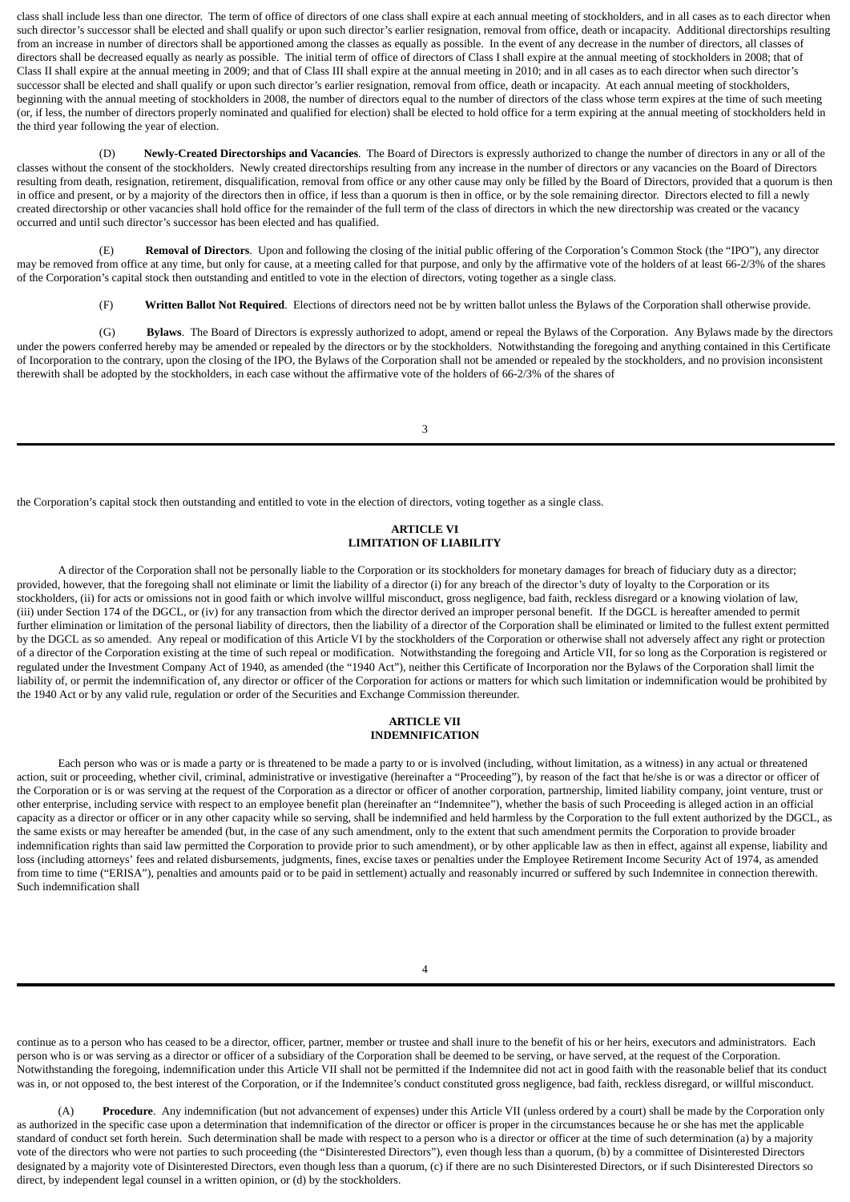class shall include less than one director. The term of office of directors of one class shall expire at each annual meeting of stockholders, and in all cases as to each director when such director's successor shall be elected and shall qualify or upon such director's earlier resignation, removal from office, death or incapacity. Additional directorships resulting from an increase in number of directors shall be apportioned among the classes as equally as possible. In the event of any decrease in the number of directors, all classes of directors shall be decreased equally as nearly as possible. The initial term of office of directors of Class I shall expire at the annual meeting of stockholders in 2008; that of Class II shall expire at the annual meeting in 2009; and that of Class III shall expire at the annual meeting in 2010; and in all cases as to each director when such director's successor shall be elected and shall qualify or upon such director's earlier resignation, removal from office, death or incapacity. At each annual meeting of stockholders, beginning with the annual meeting of stockholders in 2008, the number of directors equal to the number of directors of the class whose term expires at the time of such meeting (or, if less, the number of directors properly nominated and qualified for election) shall be elected to hold office for a term expiring at the annual meeting of stockholders held in the third year following the year of election.

(D) **Newly-Created Directorships and Vacancies**. The Board of Directors is expressly authorized to change the number of directors in any or all of the classes without the consent of the stockholders. Newly created directorships resulting from any increase in the number of directors or any vacancies on the Board of Directors resulting from death, resignation, retirement, disqualification, removal from office or any other cause may only be filled by the Board of Directors, provided that a quorum is then in office and present, or by a majority of the directors then in office, if less than a quorum is then in office, or by the sole remaining director. Directors elected to fill a newly created directorship or other vacancies shall hold office for the remainder of the full term of the class of directors in which the new directorship was created or the vacancy occurred and until such director's successor has been elected and has qualified.

(E) **Removal of Directors**. Upon and following the closing of the initial public offering of the Corporation's Common Stock (the "IPO"), any director may be removed from office at any time, but only for cause, at a meeting called for that purpose, and only by the affirmative vote of the holders of at least 66-2/3% of the shares of the Corporation's capital stock then outstanding and entitled to vote in the election of directors, voting together as a single class.

(F) **Written Ballot Not Required**. Elections of directors need not be by written ballot unless the Bylaws of the Corporation shall otherwise provide.

(G) **Bylaws**. The Board of Directors is expressly authorized to adopt, amend or repeal the Bylaws of the Corporation. Any Bylaws made by the directors under the powers conferred hereby may be amended or repealed by the directors or by the stockholders. Notwithstanding the foregoing and anything contained in this Certificate of Incorporation to the contrary, upon the closing of the IPO, the Bylaws of the Corporation shall not be amended or repealed by the stockholders, and no provision inconsistent therewith shall be adopted by the stockholders, in each case without the affirmative vote of the holders of 66-2/3% of the shares of the Corporation's capital stock then outstanding and entitled to vote in the election of directors, voting together as a single class.

## ARTICLE VI
## LIMITATION OF LIABILITY

A director of the Corporation shall not be personally liable to the Corporation or its stockholders for monetary damages for breach of fiduciary duty as a director; provided, however, that the foregoing shall not eliminate or limit the liability of a director (i) for any breach of the director's duty of loyalty to the Corporation or its stockholders, (ii) for acts or omissions not in good faith or which involve willful misconduct, gross negligence, bad faith, reckless disregard or a knowing violation of law, (iii) under Section 174 of the DGCL, or (iv) for any transaction from which the director derived an improper personal benefit. If the DGCL is hereafter amended to permit further elimination or limitation of the personal liability of directors, then the liability of a director of the Corporation shall be eliminated or limited to the fullest extent permitted by the DGCL as so amended. Any repeal or modification of this Article VI by the stockholders of the Corporation or otherwise shall not adversely affect any right or protection of a director of the Corporation existing at the time of such repeal or modification. Notwithstanding the foregoing and Article VII, for so long as the Corporation is registered or regulated under the Investment Company Act of 1940, as amended (the "1940 Act"), neither this Certificate of Incorporation nor the Bylaws of the Corporation shall limit the liability of, or permit the indemnification of, any director or officer of the Corporation for actions or matters for which such limitation or indemnification would be prohibited by the 1940 Act or by any valid rule, regulation or order of the Securities and Exchange Commission thereunder.

## ARTICLE VII
## INDEMNIFICATION

Each person who was or is made a party or is threatened to be made a party to or is involved (including, without limitation, as a witness) in any actual or threatened action, suit or proceeding, whether civil, criminal, administrative or investigative (hereinafter a "Proceeding"), by reason of the fact that he/she is or was a director or officer of the Corporation or is or was serving at the request of the Corporation as a director or officer of another corporation, partnership, limited liability company, joint venture, trust or other enterprise, including service with respect to an employee benefit plan (hereinafter an "Indemnitee"), whether the basis of such Proceeding is alleged action in an official capacity as a director or officer or in any other capacity while so serving, shall be indemnified and held harmless by the Corporation to the full extent authorized by the DGCL, as the same exists or may hereafter be amended (but, in the case of any such amendment, only to the extent that such amendment permits the Corporation to provide broader indemnification rights than said law permitted the Corporation to provide prior to such amendment), or by other applicable law as then in effect, against all expense, liability and loss (including attorneys' fees and related disbursements, judgments, fines, excise taxes or penalties under the Employee Retirement Income Security Act of 1974, as amended from time to time ("ERISA"), penalties and amounts paid or to be paid in settlement) actually and reasonably incurred or suffered by such Indemnitee in connection therewith. Such indemnification shall continue as to a person who has ceased to be a director, officer, partner, member or trustee and shall inure to the benefit of his or her heirs, executors and administrators. Each person who is or was serving as a director or officer of a subsidiary of the Corporation shall be deemed to be serving, or have served, at the request of the Corporation. Notwithstanding the foregoing, indemnification under this Article VII shall not be permitted if the Indemnitee did not act in good faith with the reasonable belief that its conduct was in, or not opposed to, the best interest of the Corporation, or if the Indemnitee's conduct constituted gross negligence, bad faith, reckless disregard, or willful misconduct.

(A) **Procedure**. Any indemnification (but not advancement of expenses) under this Article VII (unless ordered by a court) shall be made by the Corporation only as authorized in the specific case upon a determination that indemnification of the director or officer is proper in the circumstances because he or she has met the applicable standard of conduct set forth herein. Such determination shall be made with respect to a person who is a director or officer at the time of such determination (a) by a majority vote of the directors who were not parties to such proceeding (the "Disinterested Directors"), even though less than a quorum, (b) by a committee of Disinterested Directors designated by a majority vote of Disinterested Directors, even though less than a quorum, (c) if there are no such Disinterested Directors, or if such Disinterested Directors so direct, by independent legal counsel in a written opinion, or (d) by the stockholders.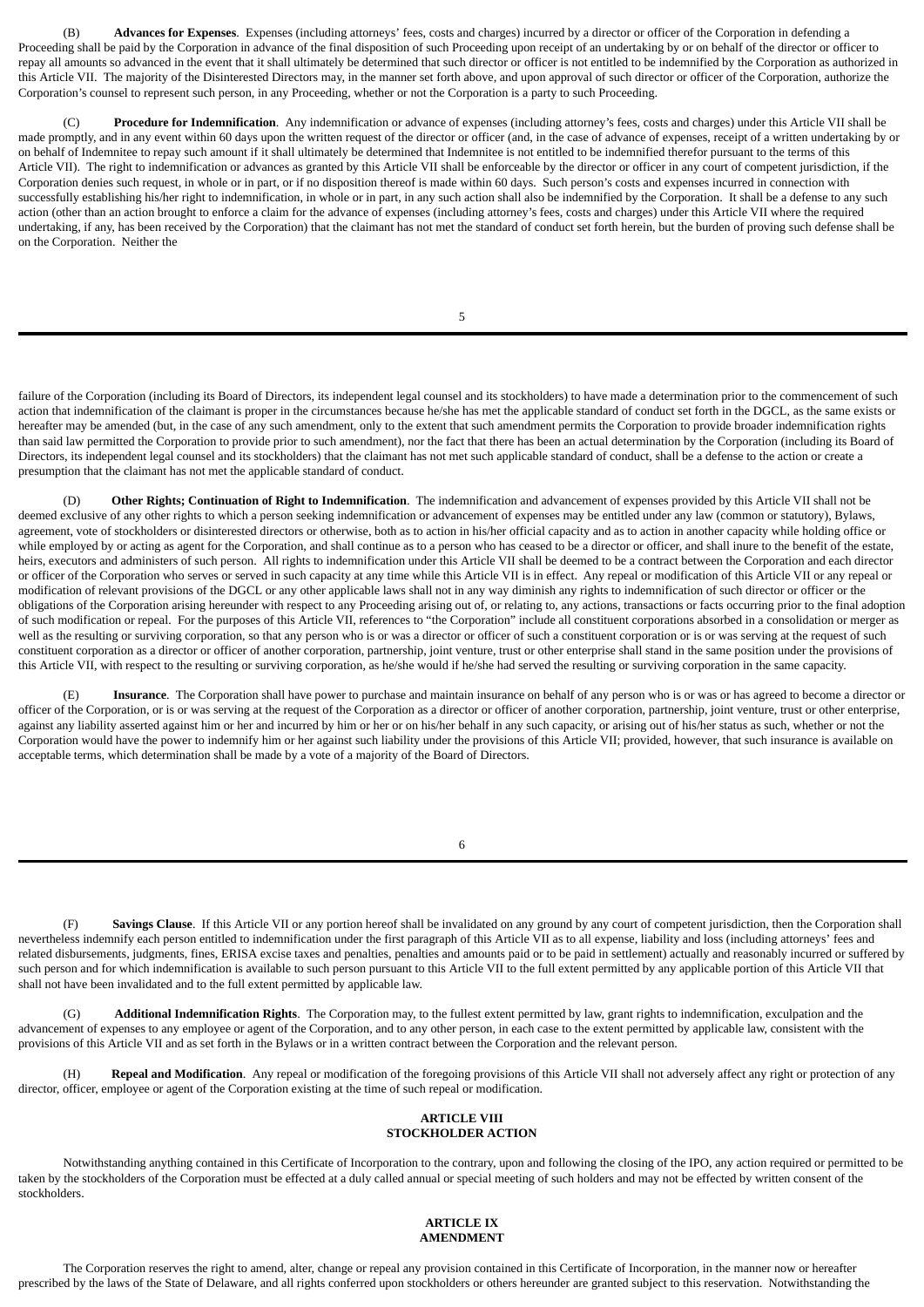(B) **Advances for Expenses**. Expenses (including attorneys' fees, costs and charges) incurred by a director or officer of the Corporation in defending a Proceeding shall be paid by the Corporation in advance of the final disposition of such Proceeding upon receipt of an undertaking by or on behalf of the director or officer to repay all amounts so advanced in the event that it shall ultimately be determined that such director or officer is not entitled to be indemnified by the Corporation as authorized in this Article VII. The majority of the Disinterested Directors may, in the manner set forth above, and upon approval of such director or officer of the Corporation, authorize the Corporation's counsel to represent such person, in any Proceeding, whether or not the Corporation is a party to such Proceeding.

(C) **Procedure for Indemnification**. Any indemnification or advance of expenses (including attorney's fees, costs and charges) under this Article VII shall be made promptly, and in any event within 60 days upon the written request of the director or officer (and, in the case of advance of expenses, receipt of a written undertaking by or on behalf of Indemnitee to repay such amount if it shall ultimately be determined that Indemnitee is not entitled to be indemnified therefor pursuant to the terms of this Article VII). The right to indemnification or advances as granted by this Article VII shall be enforceable by the director or officer in any court of competent jurisdiction, if the Corporation denies such request, in whole or in part, or if no disposition thereof is made within 60 days. Such person's costs and expenses incurred in connection with successfully establishing his/her right to indemnification, in whole or in part, in any such action shall also be indemnified by the Corporation. It shall be a defense to any such action (other than an action brought to enforce a claim for the advance of expenses (including attorney's fees, costs and charges) under this Article VII where the required undertaking, if any, has been received by the Corporation) that the claimant has not met the standard of conduct set forth herein, but the burden of proving such defense shall be on the Corporation. Neither the failure of the Corporation (including its Board of Directors, its independent legal counsel and its stockholders) to have made a determination prior to the commencement of such action that indemnification of the claimant is proper in the circumstances because he/she has met the applicable standard of conduct set forth in the DGCL, as the same exists or hereafter may be amended (but, in the case of any such amendment, only to the extent that such amendment permits the Corporation to provide broader indemnification rights than said law permitted the Corporation to provide prior to such amendment), nor the fact that there has been an actual determination by the Corporation (including its Board of Directors, its independent legal counsel and its stockholders) that the claimant has not met such applicable standard of conduct, shall be a defense to the action or create a presumption that the claimant has not met the applicable standard of conduct.

(D) **Other Rights; Continuation of Right to Indemnification**. The indemnification and advancement of expenses provided by this Article VII shall not be deemed exclusive of any other rights to which a person seeking indemnification or advancement of expenses may be entitled under any law (common or statutory), Bylaws, agreement, vote of stockholders or disinterested directors or otherwise, both as to action in his/her official capacity and as to action in another capacity while holding office or while employed by or acting as agent for the Corporation, and shall continue as to a person who has ceased to be a director or officer, and shall inure to the benefit of the estate, heirs, executors and administers of such person. All rights to indemnification under this Article VII shall be deemed to be a contract between the Corporation and each director or officer of the Corporation who serves or served in such capacity at any time while this Article VII is in effect. Any repeal or modification of this Article VII or any repeal or modification of relevant provisions of the DGCL or any other applicable laws shall not in any way diminish any rights to indemnification of such director or officer or the obligations of the Corporation arising hereunder with respect to any Proceeding arising out of, or relating to, any actions, transactions or facts occurring prior to the final adoption of such modification or repeal. For the purposes of this Article VII, references to "the Corporation" include all constituent corporations absorbed in a consolidation or merger as well as the resulting or surviving corporation, so that any person who is or was a director or officer of such a constituent corporation or is or was serving at the request of such constituent corporation as a director or officer of another corporation, partnership, joint venture, trust or other enterprise shall stand in the same position under the provisions of this Article VII, with respect to the resulting or surviving corporation, as he/she would if he/she had served the resulting or surviving corporation in the same capacity.

(E) **Insurance**. The Corporation shall have power to purchase and maintain insurance on behalf of any person who is or was or has agreed to become a director or officer of the Corporation, or is or was serving at the request of the Corporation as a director or officer of another corporation, partnership, joint venture, trust or other enterprise, against any liability asserted against him or her and incurred by him or her or on his/her behalf in any such capacity, or arising out of his/her status as such, whether or not the Corporation would have the power to indemnify him or her against such liability under the provisions of this Article VII; provided, however, that such insurance is available on acceptable terms, which determination shall be made by a vote of a majority of the Board of Directors.

(F) **Savings Clause**. If this Article VII or any portion hereof shall be invalidated on any ground by any court of competent jurisdiction, then the Corporation shall nevertheless indemnify each person entitled to indemnification under the first paragraph of this Article VII as to all expense, liability and loss (including attorneys' fees and related disbursements, judgments, fines, ERISA excise taxes and penalties, penalties and amounts paid or to be paid in settlement) actually and reasonably incurred or suffered by such person and for which indemnification is available to such person pursuant to this Article VII to the full extent permitted by any applicable portion of this Article VII that shall not have been invalidated and to the full extent permitted by applicable law.

(G) **Additional Indemnification Rights**. The Corporation may, to the fullest extent permitted by law, grant rights to indemnification, exculpation and the advancement of expenses to any employee or agent of the Corporation, and to any other person, in each case to the extent permitted by applicable law, consistent with the provisions of this Article VII and as set forth in the Bylaws or in a written contract between the Corporation and the relevant person.

(H) **Repeal and Modification**. Any repeal or modification of the foregoing provisions of this Article VII shall not adversely affect any right or protection of any director, officer, employee or agent of the Corporation existing at the time of such repeal or modification.

## ARTICLE VIII
## STOCKHOLDER ACTION

Notwithstanding anything contained in this Certificate of Incorporation to the contrary, upon and following the closing of the IPO, any action required or permitted to be taken by the stockholders of the Corporation must be effected at a duly called annual or special meeting of such holders and may not be effected by written consent of the stockholders.

## ARTICLE IX
## AMENDMENT

The Corporation reserves the right to amend, alter, change or repeal any provision contained in this Certificate of Incorporation, in the manner now or hereafter prescribed by the laws of the State of Delaware, and all rights conferred upon stockholders or others hereunder are granted subject to this reservation. Notwithstanding the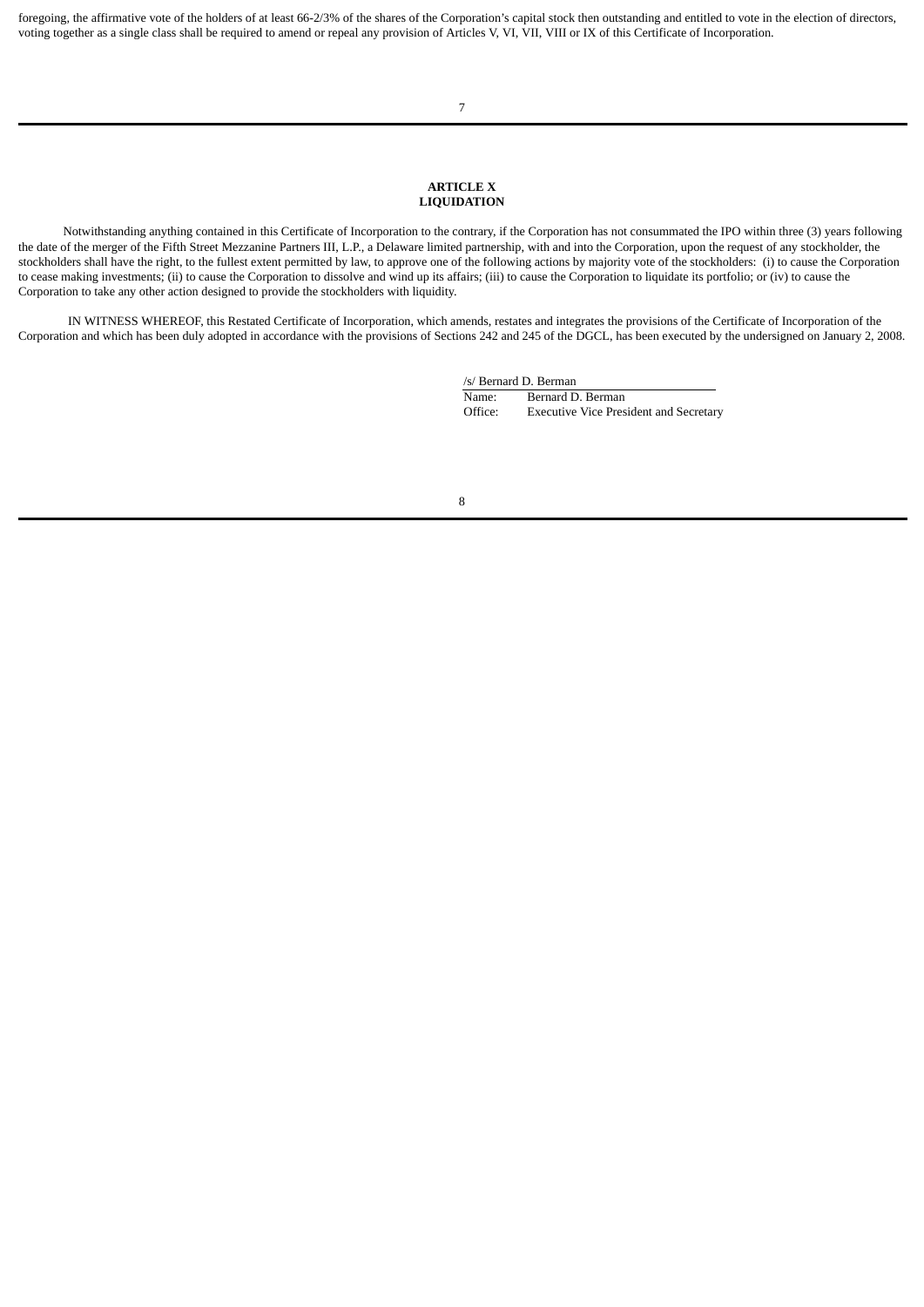foregoing, the affirmative vote of the holders of at least 66-2/3% of the shares of the Corporation's capital stock then outstanding and entitled to vote in the election of directors, voting together as a single class shall be required to amend or repeal any provision of Articles V, VI, VII, VIII or IX of this Certificate of Incorporation.

**ARTICLE X**
**LIQUIDATION**

Notwithstanding anything contained in this Certificate of Incorporation to the contrary, if the Corporation has not consummated the IPO within three (3) years following the date of the merger of the Fifth Street Mezzanine Partners III, L.P., a Delaware limited partnership, with and into the Corporation, upon the request of any stockholder, the stockholders shall have the right, to the fullest extent permitted by law, to approve one of the following actions by majority vote of the stockholders: (i) to cause the Corporation to cease making investments; (ii) to cause the Corporation to dissolve and wind up its affairs; (iii) to cause the Corporation to liquidate its portfolio; or (iv) to cause the Corporation to take any other action designed to provide the stockholders with liquidity.

IN WITNESS WHEREOF, this Restated Certificate of Incorporation, which amends, restates and integrates the provisions of the Certificate of Incorporation of the Corporation and which has been duly adopted in accordance with the provisions of Sections 242 and 245 of the DGCL, has been executed by the undersigned on January 2, 2008.

/s/ Bernard D. Berman

Name: Bernard D. Berman

Office: Executive Vice President and Secretary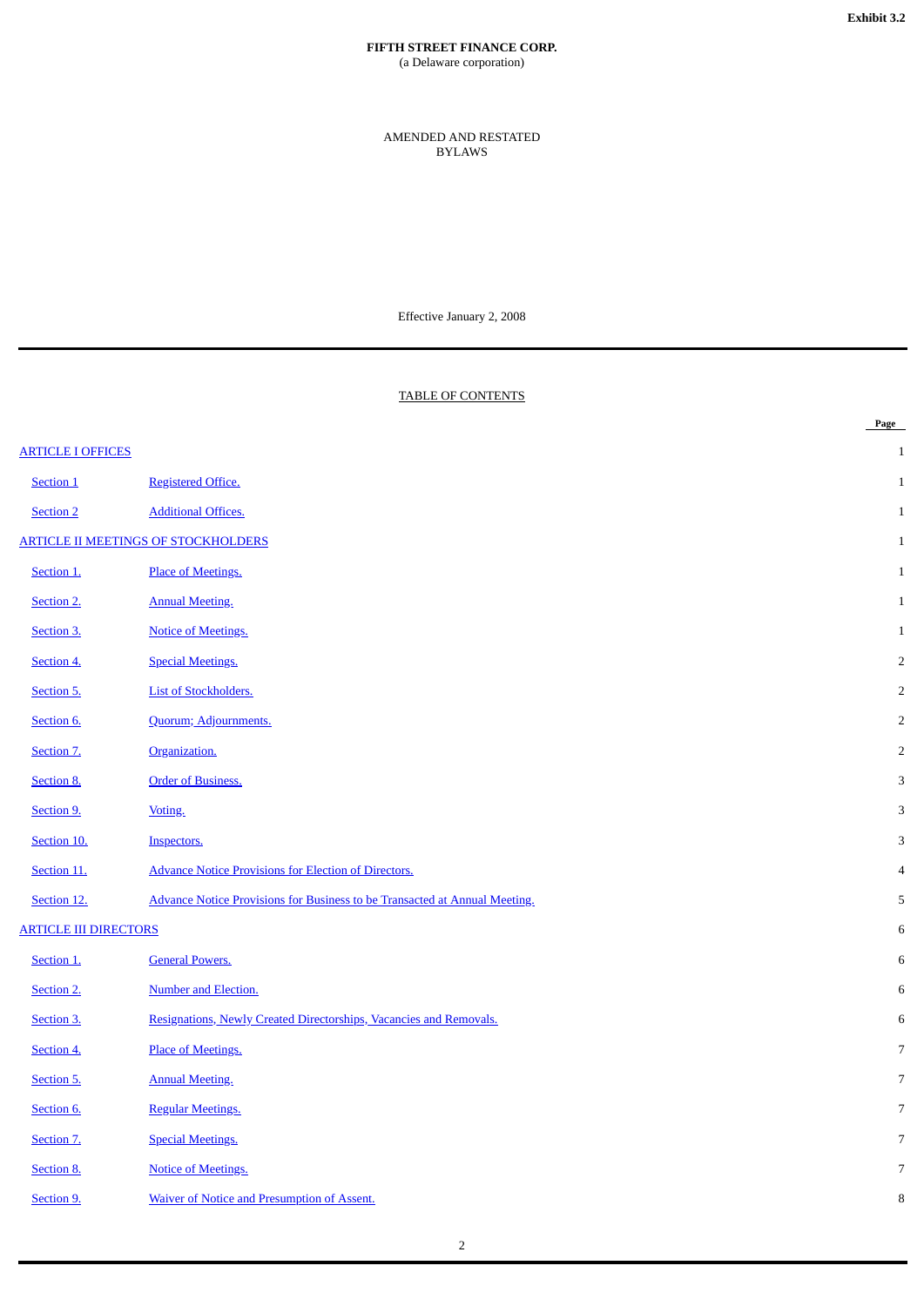**Exhibit 3.2**

**FIFTH STREET FINANCE CORP.**
(a Delaware corporation)

AMENDED AND RESTATED
BYLAWS

Effective January 2, 2008

---

TABLE OF CONTENTS

| | | Page |
|---|---|---|
| ARTICLE I OFFICES | | 1 |
| Section 1 | Registered Office. | 1 |
| Section 2 | Additional Offices. | 1 |
| ARTICLE II MEETINGS OF STOCKHOLDERS | | 1 |
| Section 1. | Place of Meetings. | 1 |
| Section 2. | Annual Meeting. | 1 |
| Section 3. | Notice of Meetings. | 1 |
| Section 4. | Special Meetings. | 2 |
| Section 5. | List of Stockholders. | 2 |
| Section 6. | Quorum; Adjournments. | 2 |
| Section 7. | Organization. | 2 |
| Section 8. | Order of Business. | 3 |
| Section 9. | Voting. | 3 |
| Section 10. | Inspectors. | 3 |
| Section 11. | Advance Notice Provisions for Election of Directors. | 4 |
| Section 12. | Advance Notice Provisions for Business to be Transacted at Annual Meeting. | 5 |
| ARTICLE III DIRECTORS | | 6 |
| Section 1. | General Powers. | 6 |
| Section 2. | Number and Election. | 6 |
| Section 3. | Resignations, Newly Created Directorships, Vacancies and Removals. | 6 |
| Section 4. | Place of Meetings. | 7 |
| Section 5. | Annual Meeting. | 7 |
| Section 6. | Regular Meetings. | 7 |
| Section 7. | Special Meetings. | 7 |
| Section 8. | Notice of Meetings. | 7 |
| Section 9. | Waiver of Notice and Presumption of Assent. | 8 |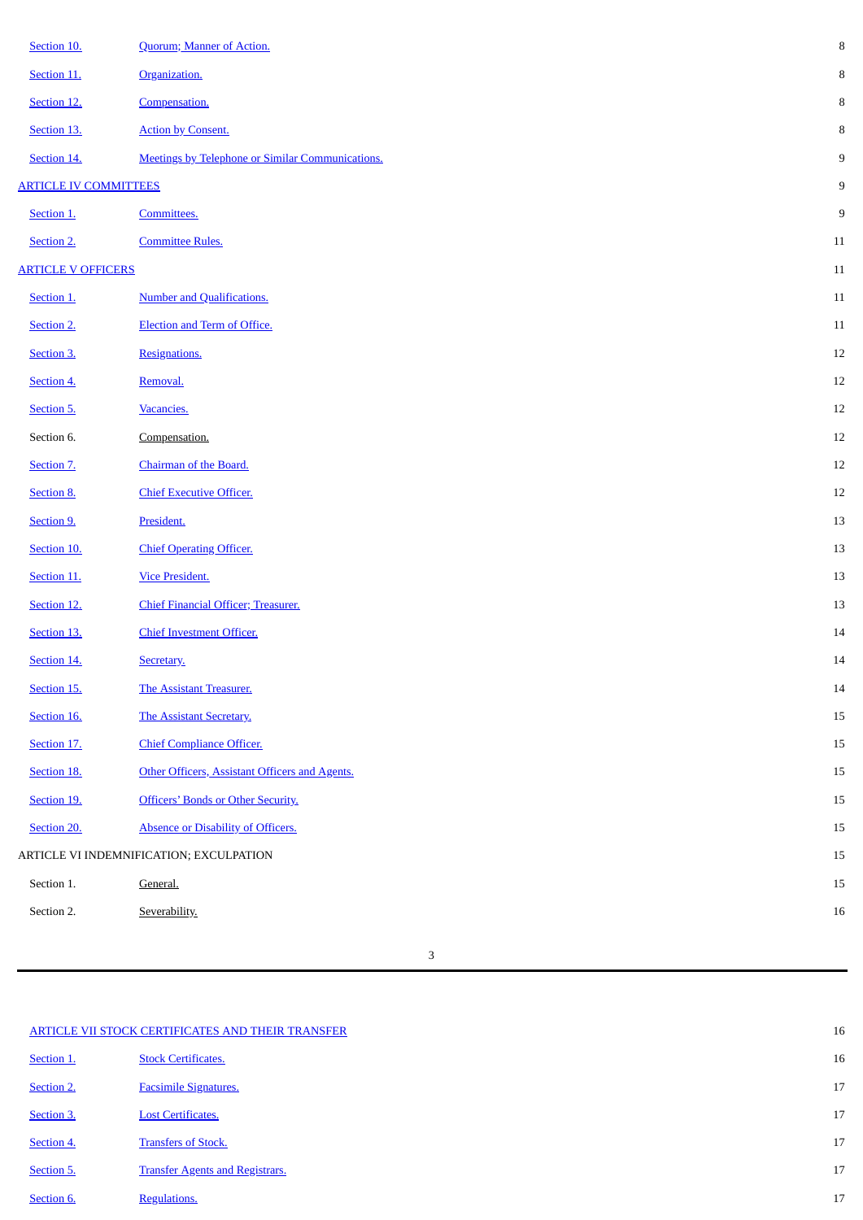| | | |
|---|---|---|
| Section 10. | Quorum; Manner of Action. | 8 |
| Section 11. | Organization. | 8 |
| Section 12. | Compensation. | 8 |
| Section 13. | Action by Consent. | 8 |
| Section 14. | Meetings by Telephone or Similar Communications. | 9 |
| ARTICLE IV COMMITTEES | | 9 |
| Section 1. | Committees. | 9 |
| Section 2. | Committee Rules. | 11 |
| ARTICLE V OFFICERS | | 11 |
| Section 1. | Number and Qualifications. | 11 |
| Section 2. | Election and Term of Office. | 11 |
| Section 3. | Resignations. | 12 |
| Section 4. | Removal. | 12 |
| Section 5. | Vacancies. | 12 |
| Section 6. | Compensation. | 12 |
| Section 7. | Chairman of the Board. | 12 |
| Section 8. | Chief Executive Officer. | 12 |
| Section 9. | President. | 13 |
| Section 10. | Chief Operating Officer. | 13 |
| Section 11. | Vice President. | 13 |
| Section 12. | Chief Financial Officer; Treasurer. | 13 |
| Section 13. | Chief Investment Officer. | 14 |
| Section 14. | Secretary. | 14 |
| Section 15. | The Assistant Treasurer. | 14 |
| Section 16. | The Assistant Secretary. | 15 |
| Section 17. | Chief Compliance Officer. | 15 |
| Section 18. | Other Officers, Assistant Officers and Agents. | 15 |
| Section 19. | Officers' Bonds or Other Security. | 15 |
| Section 20. | Absence or Disability of Officers. | 15 |
| ARTICLE VI INDEMNIFICATION; EXCULPATION | | 15 |
| Section 1. | General. | 15 |
| Section 2. | Severability. | 16 |
| ARTICLE VII STOCK CERTIFICATES AND THEIR TRANSFER | | 16 |
| Section 1. | Stock Certificates. | 16 |
| Section 2. | Facsimile Signatures. | 17 |
| Section 3. | Lost Certificates. | 17 |
| Section 4. | Transfers of Stock. | 17 |
| Section 5. | Transfer Agents and Registrars. | 17 |
| Section 6. | Regulations. | 17 |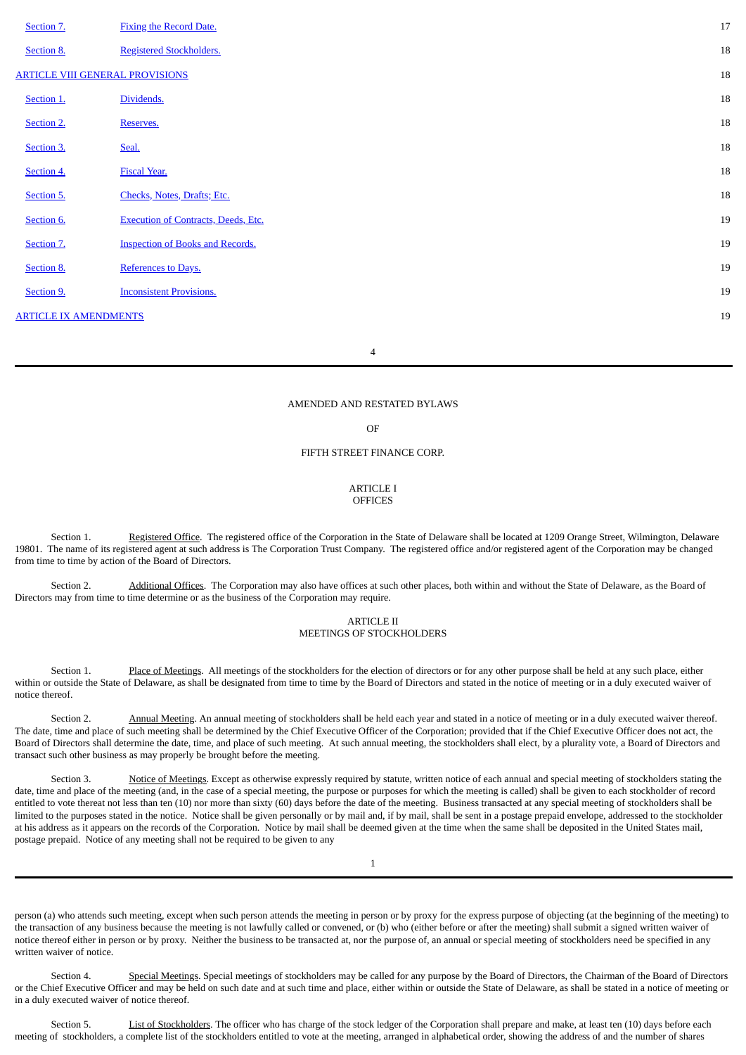| | | |
|---|---|---|
| Section 7. | Fixing the Record Date. | 17 |
| Section 8. | Registered Stockholders. | 18 |
| ARTICLE VIII GENERAL PROVISIONS | | 18 |
| Section 1. | Dividends. | 18 |
| Section 2. | Reserves. | 18 |
| Section 3. | Seal. | 18 |
| Section 4. | Fiscal Year. | 18 |
| Section 5. | Checks, Notes, Drafts; Etc. | 18 |
| Section 6. | Execution of Contracts, Deeds, Etc. | 19 |
| Section 7. | Inspection of Books and Records. | 19 |
| Section 8. | References to Days. | 19 |
| Section 9. | Inconsistent Provisions. | 19 |
| ARTICLE IX AMENDMENTS | | 19 |

# AMENDED AND RESTATED BYLAWS

OF

FIFTH STREET FINANCE CORP.

## ARTICLE I
## OFFICES

Section 1. Registered Office. The registered office of the Corporation in the State of Delaware shall be located at 1209 Orange Street, Wilmington, Delaware 19801. The name of its registered agent at such address is The Corporation Trust Company. The registered office and/or registered agent of the Corporation may be changed from time to time by action of the Board of Directors.

Section 2. Additional Offices. The Corporation may also have offices at such other places, both within and without the State of Delaware, as the Board of Directors may from time to time determine or as the business of the Corporation may require.

## ARTICLE II
## MEETINGS OF STOCKHOLDERS

Section 1. Place of Meetings. All meetings of the stockholders for the election of directors or for any other purpose shall be held at any such place, either within or outside the State of Delaware, as shall be designated from time to time by the Board of Directors and stated in the notice of meeting or in a duly executed waiver of notice thereof.

Section 2. Annual Meeting. An annual meeting of stockholders shall be held each year and stated in a notice of meeting or in a duly executed waiver thereof. The date, time and place of such meeting shall be determined by the Chief Executive Officer of the Corporation; provided that if the Chief Executive Officer does not act, the Board of Directors shall determine the date, time, and place of such meeting. At such annual meeting, the stockholders shall elect, by a plurality vote, a Board of Directors and transact such other business as may properly be brought before the meeting.

Section 3. Notice of Meetings. Except as otherwise expressly required by statute, written notice of each annual and special meeting of stockholders stating the date, time and place of the meeting (and, in the case of a special meeting, the purpose or purposes for which the meeting is called) shall be given to each stockholder of record entitled to vote thereat not less than ten (10) nor more than sixty (60) days before the date of the meeting. Business transacted at any special meeting of stockholders shall be limited to the purposes stated in the notice. Notice shall be given personally or by mail and, if by mail, shall be sent in a postage prepaid envelope, addressed to the stockholder at his address as it appears on the records of the Corporation. Notice by mail shall be deemed given at the time when the same shall be deposited in the United States mail, postage prepaid. Notice of any meeting shall not be required to be given to any person (a) who attends such meeting, except when such person attends the meeting in person or by proxy for the express purpose of objecting (at the beginning of the meeting) to the transaction of any business because the meeting is not lawfully called or convened, or (b) who (either before or after the meeting) shall submit a signed written waiver of notice thereof either in person or by proxy. Neither the business to be transacted at, nor the purpose of, an annual or special meeting of stockholders need be specified in any written waiver of notice.

Section 4. Special Meetings. Special meetings of stockholders may be called for any purpose by the Board of Directors, the Chairman of the Board of Directors or the Chief Executive Officer and may be held on such date and at such time and place, either within or outside the State of Delaware, as shall be stated in a notice of meeting or in a duly executed waiver of notice thereof.

Section 5. List of Stockholders. The officer who has charge of the stock ledger of the Corporation shall prepare and make, at least ten (10) days before each meeting of stockholders, a complete list of the stockholders entitled to vote at the meeting, arranged in alphabetical order, showing the address of and the number of shares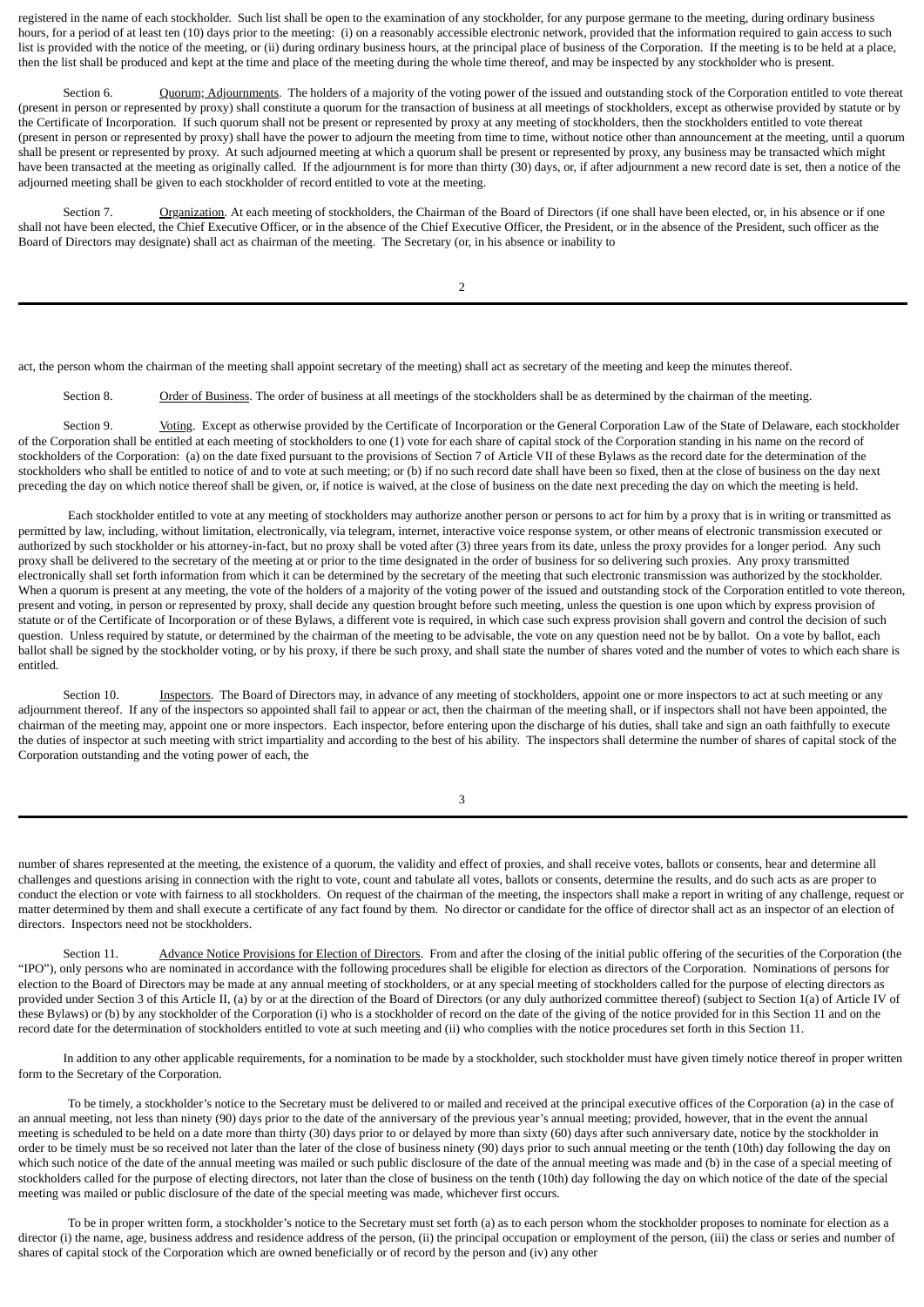registered in the name of each stockholder. Such list shall be open to the examination of any stockholder, for any purpose germane to the meeting, during ordinary business hours, for a period of at least ten (10) days prior to the meeting: (i) on a reasonably accessible electronic network, provided that the information required to gain access to such list is provided with the notice of the meeting, or (ii) during ordinary business hours, at the principal place of business of the Corporation. If the meeting is to be held at a place, then the list shall be produced and kept at the time and place of the meeting during the whole time thereof, and may be inspected by any stockholder who is present.

Section 6. Quorum; Adjournments. The holders of a majority of the voting power of the issued and outstanding stock of the Corporation entitled to vote thereat (present in person or represented by proxy) shall constitute a quorum for the transaction of business at all meetings of stockholders, except as otherwise provided by statute or by the Certificate of Incorporation. If such quorum shall not be present or represented by proxy at any meeting of stockholders, then the stockholders entitled to vote thereat (present in person or represented by proxy) shall have the power to adjourn the meeting from time to time, without notice other than announcement at the meeting, until a quorum shall be present or represented by proxy. At such adjourned meeting at which a quorum shall be present or represented by proxy, any business may be transacted which might have been transacted at the meeting as originally called. If the adjournment is for more than thirty (30) days, or, if after adjournment a new record date is set, then a notice of the adjourned meeting shall be given to each stockholder of record entitled to vote at the meeting.

Section 7. Organization. At each meeting of stockholders, the Chairman of the Board of Directors (if one shall have been elected, or, in his absence or if one shall not have been elected, the Chief Executive Officer, or in the absence of the Chief Executive Officer, the President, or in the absence of the President, such officer as the Board of Directors may designate) shall act as chairman of the meeting. The Secretary (or, in his absence or inability to act, the person whom the chairman of the meeting shall appoint secretary of the meeting) shall act as secretary of the meeting and keep the minutes thereof.

Section 8. Order of Business. The order of business at all meetings of the stockholders shall be as determined by the chairman of the meeting.

Section 9. Voting. Except as otherwise provided by the Certificate of Incorporation or the General Corporation Law of the State of Delaware, each stockholder of the Corporation shall be entitled at each meeting of stockholders to one (1) vote for each share of capital stock of the Corporation standing in his name on the record of stockholders of the Corporation: (a) on the date fixed pursuant to the provisions of Section 7 of Article VII of these Bylaws as the record date for the determination of the stockholders who shall be entitled to notice of and to vote at such meeting; or (b) if no such record date shall have been so fixed, then at the close of business on the day next preceding the day on which notice thereof shall be given, or, if notice is waived, at the close of business on the date next preceding the day on which the meeting is held.

Each stockholder entitled to vote at any meeting of stockholders may authorize another person or persons to act for him by a proxy that is in writing or transmitted as permitted by law, including, without limitation, electronically, via telegram, internet, interactive voice response system, or other means of electronic transmission executed or authorized by such stockholder or his attorney-in-fact, but no proxy shall be voted after (3) three years from its date, unless the proxy provides for a longer period. Any such proxy shall be delivered to the secretary of the meeting at or prior to the time designated in the order of business for so delivering such proxies. Any proxy transmitted electronically shall set forth information from which it can be determined by the secretary of the meeting that such electronic transmission was authorized by the stockholder. When a quorum is present at any meeting, the vote of the holders of a majority of the voting power of the issued and outstanding stock of the Corporation entitled to vote thereon, present and voting, in person or represented by proxy, shall decide any question brought before such meeting, unless the question is one upon which by express provision of statute or of the Certificate of Incorporation or of these Bylaws, a different vote is required, in which case such express provision shall govern and control the decision of such question. Unless required by statute, or determined by the chairman of the meeting to be advisable, the vote on any question need not be by ballot. On a vote by ballot, each ballot shall be signed by the stockholder voting, or by his proxy, if there be such proxy, and shall state the number of shares voted and the number of votes to which each share is entitled.

Section 10. Inspectors. The Board of Directors may, in advance of any meeting of stockholders, appoint one or more inspectors to act at such meeting or any adjournment thereof. If any of the inspectors so appointed shall fail to appear or act, then the chairman of the meeting shall, or if inspectors shall not have been appointed, the chairman of the meeting may, appoint one or more inspectors. Each inspector, before entering upon the discharge of his duties, shall take and sign an oath faithfully to execute the duties of inspector at such meeting with strict impartiality and according to the best of his ability. The inspectors shall determine the number of shares of capital stock of the Corporation outstanding and the voting power of each, the number of shares represented at the meeting, the existence of a quorum, the validity and effect of proxies, and shall receive votes, ballots or consents, hear and determine all challenges and questions arising in connection with the right to vote, count and tabulate all votes, ballots or consents, determine the results, and do such acts as are proper to conduct the election or vote with fairness to all stockholders. On request of the chairman of the meeting, the inspectors shall make a report in writing of any challenge, request or matter determined by them and shall execute a certificate of any fact found by them. No director or candidate for the office of director shall act as an inspector of an election of directors. Inspectors need not be stockholders.

Section 11. Advance Notice Provisions for Election of Directors. From and after the closing of the initial public offering of the securities of the Corporation (the "IPO"), only persons who are nominated in accordance with the following procedures shall be eligible for election as directors of the Corporation. Nominations of persons for election to the Board of Directors may be made at any annual meeting of stockholders, or at any special meeting of stockholders called for the purpose of electing directors as provided under Section 3 of this Article II, (a) by or at the direction of the Board of Directors (or any duly authorized committee thereof) (subject to Section 1(a) of Article IV of these Bylaws) or (b) by any stockholder of the Corporation (i) who is a stockholder of record on the date of the giving of the notice provided for in this Section 11 and on the record date for the determination of stockholders entitled to vote at such meeting and (ii) who complies with the notice procedures set forth in this Section 11.

In addition to any other applicable requirements, for a nomination to be made by a stockholder, such stockholder must have given timely notice thereof in proper written form to the Secretary of the Corporation.

To be timely, a stockholder's notice to the Secretary must be delivered to or mailed and received at the principal executive offices of the Corporation (a) in the case of an annual meeting, not less than ninety (90) days prior to the date of the anniversary of the previous year's annual meeting; provided, however, that in the event the annual meeting is scheduled to be held on a date more than thirty (30) days prior to or delayed by more than sixty (60) days after such anniversary date, notice by the stockholder in order to be timely must be so received not later than the later of the close of business ninety (90) days prior to such annual meeting or the tenth (10th) day following the day on which such notice of the date of the annual meeting was mailed or such public disclosure of the date of the annual meeting was made and (b) in the case of a special meeting of stockholders called for the purpose of electing directors, not later than the close of business on the tenth (10th) day following the day on which notice of the date of the special meeting was mailed or public disclosure of the date of the special meeting was made, whichever first occurs.

To be in proper written form, a stockholder's notice to the Secretary must set forth (a) as to each person whom the stockholder proposes to nominate for election as a director (i) the name, age, business address and residence address of the person, (ii) the principal occupation or employment of the person, (iii) the class or series and number of shares of capital stock of the Corporation which are owned beneficially or of record by the person and (iv) any other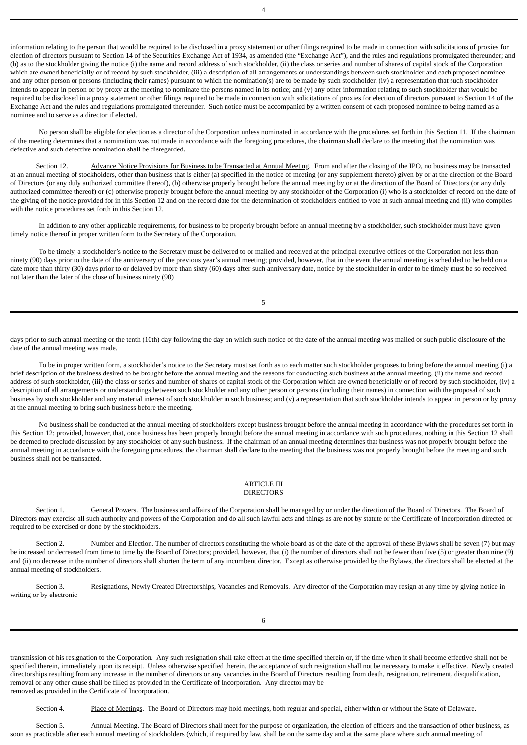information relating to the person that would be required to be disclosed in a proxy statement or other filings required to be made in connection with solicitations of proxies for election of directors pursuant to Section 14 of the Securities Exchange Act of 1934, as amended (the "Exchange Act"), and the rules and regulations promulgated thereunder; and (b) as to the stockholder giving the notice (i) the name and record address of such stockholder, (ii) the class or series and number of shares of capital stock of the Corporation which are owned beneficially or of record by such stockholder, (iii) a description of all arrangements or understandings between such stockholder and each proposed nominee and any other person or persons (including their names) pursuant to which the nomination(s) are to be made by such stockholder, (iv) a representation that such stockholder intends to appear in person or by proxy at the meeting to nominate the persons named in its notice; and (v) any other information relating to such stockholder that would be required to be disclosed in a proxy statement or other filings required to be made in connection with solicitations of proxies for election of directors pursuant to Section 14 of the Exchange Act and the rules and regulations promulgated thereunder. Such notice must be accompanied by a written consent of each proposed nominee to being named as a nominee and to serve as a director if elected.

No person shall be eligible for election as a director of the Corporation unless nominated in accordance with the procedures set forth in this Section 11. If the chairman of the meeting determines that a nomination was not made in accordance with the foregoing procedures, the chairman shall declare to the meeting that the nomination was defective and such defective nomination shall be disregarded.

Section 12. Advance Notice Provisions for Business to be Transacted at Annual Meeting. From and after the closing of the IPO, no business may be transacted at an annual meeting of stockholders, other than business that is either (a) specified in the notice of meeting (or any supplement thereto) given by or at the direction of the Board of Directors (or any duly authorized committee thereof), (b) otherwise properly brought before the annual meeting by or at the direction of the Board of Directors (or any duly authorized committee thereof) or (c) otherwise properly brought before the annual meeting by any stockholder of the Corporation (i) who is a stockholder of record on the date of the giving of the notice provided for in this Section 12 and on the record date for the determination of stockholders entitled to vote at such annual meeting and (ii) who complies with the notice procedures set forth in this Section 12.

In addition to any other applicable requirements, for business to be properly brought before an annual meeting by a stockholder, such stockholder must have given timely notice thereof in proper written form to the Secretary of the Corporation.

To be timely, a stockholder's notice to the Secretary must be delivered to or mailed and received at the principal executive offices of the Corporation not less than ninety (90) days prior to the date of the anniversary of the previous year's annual meeting; provided, however, that in the event the annual meeting is scheduled to be held on a date more than thirty (30) days prior to or delayed by more than sixty (60) days after such anniversary date, notice by the stockholder in order to be timely must be so received not later than the later of the close of business ninety (90) days prior to such annual meeting or the tenth (10th) day following the day on which such notice of the date of the annual meeting was mailed or such public disclosure of the date of the annual meeting was made.

To be in proper written form, a stockholder's notice to the Secretary must set forth as to each matter such stockholder proposes to bring before the annual meeting (i) a brief description of the business desired to be brought before the annual meeting and the reasons for conducting such business at the annual meeting, (ii) the name and record address of such stockholder, (iii) the class or series and number of shares of capital stock of the Corporation which are owned beneficially or of record by such stockholder, (iv) a description of all arrangements or understandings between such stockholder and any other person or persons (including their names) in connection with the proposal of such business by such stockholder and any material interest of such stockholder in such business; and (v) a representation that such stockholder intends to appear in person or by proxy at the annual meeting to bring such business before the meeting.

No business shall be conducted at the annual meeting of stockholders except business brought before the annual meeting in accordance with the procedures set forth in this Section 12; provided, however, that, once business has been properly brought before the annual meeting in accordance with such procedures, nothing in this Section 12 shall be deemed to preclude discussion by any stockholder of any such business. If the chairman of an annual meeting determines that business was not properly brought before the annual meeting in accordance with the foregoing procedures, the chairman shall declare to the meeting that the business was not properly brought before the meeting and such business shall not be transacted.

## ARTICLE III
## DIRECTORS

Section 1. General Powers. The business and affairs of the Corporation shall be managed by or under the direction of the Board of Directors. The Board of Directors may exercise all such authority and powers of the Corporation and do all such lawful acts and things as are not by statute or the Certificate of Incorporation directed or required to be exercised or done by the stockholders.

Section 2. Number and Election. The number of directors constituting the whole board as of the date of the approval of these Bylaws shall be seven (7) but may be increased or decreased from time to time by the Board of Directors; provided, however, that (i) the number of directors shall not be fewer than five (5) or greater than nine (9) and (ii) no decrease in the number of directors shall shorten the term of any incumbent director. Except as otherwise provided by the Bylaws, the directors shall be elected at the annual meeting of stockholders.

Section 3. Resignations, Newly Created Directorships, Vacancies and Removals. Any director of the Corporation may resign at any time by giving notice in writing or by electronic transmission of his resignation to the Corporation. Any such resignation shall take effect at the time specified therein or, if the time when it shall become effective shall not be specified therein, immediately upon its receipt. Unless otherwise specified therein, the acceptance of such resignation shall not be necessary to make it effective. Newly created directorships resulting from any increase in the number of directors or any vacancies in the Board of Directors resulting from death, resignation, retirement, disqualification, removal or any other cause shall be filled as provided in the Certificate of Incorporation. Any director may be removed as provided in the Certificate of Incorporation.

Section 4. Place of Meetings. The Board of Directors may hold meetings, both regular and special, either within or without the State of Delaware.

Section 5. Annual Meeting. The Board of Directors shall meet for the purpose of organization, the election of officers and the transaction of other business, as soon as practicable after each annual meeting of stockholders (which, if required by law, shall be on the same day and at the same place where such annual meeting of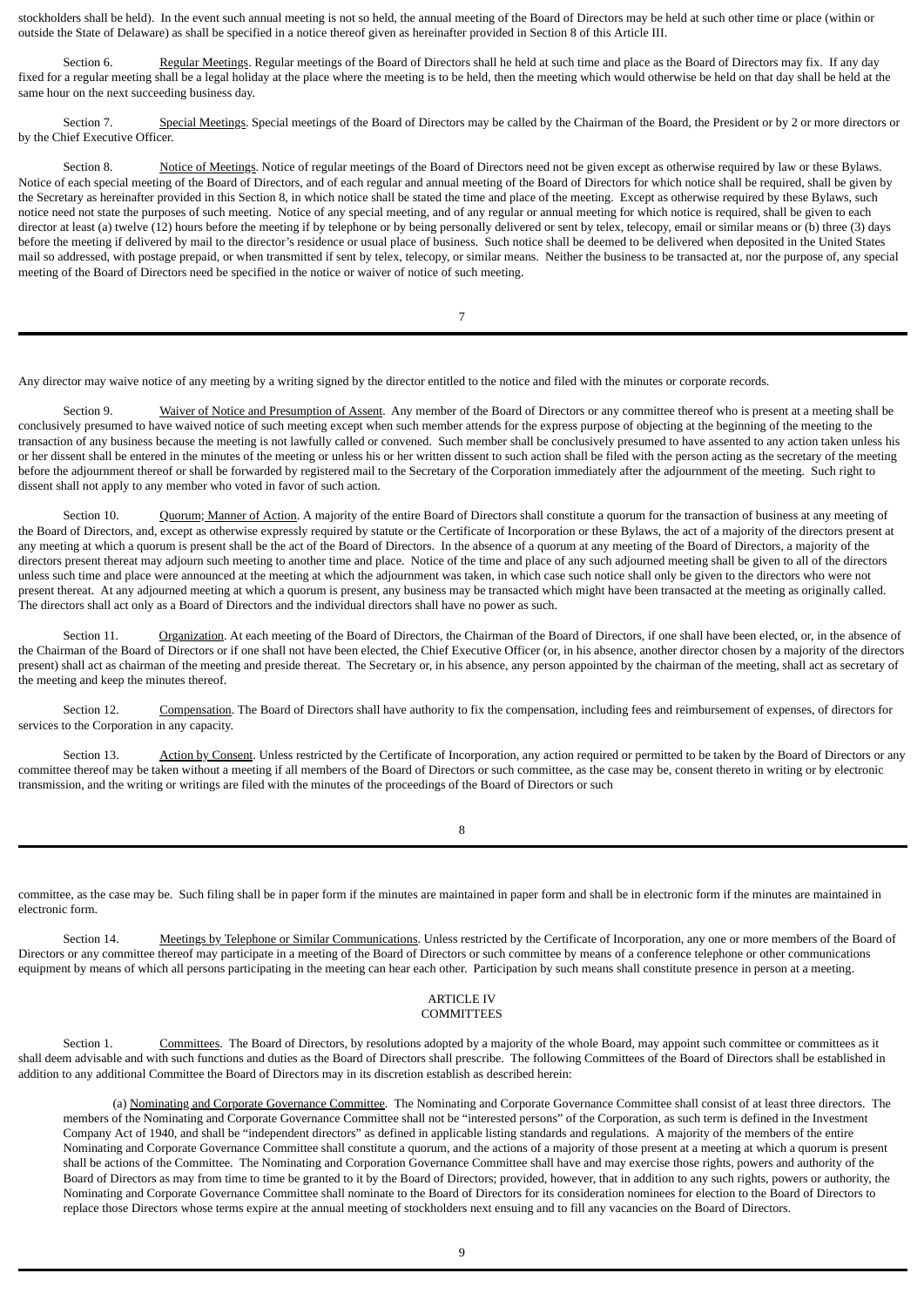stockholders shall be held). In the event such annual meeting is not so held, the annual meeting of the Board of Directors may be held at such other time or place (within or outside the State of Delaware) as shall be specified in a notice thereof given as hereinafter provided in Section 8 of this Article III.

Section 6. Regular Meetings. Regular meetings of the Board of Directors shall he held at such time and place as the Board of Directors may fix. If any day fixed for a regular meeting shall be a legal holiday at the place where the meeting is to be held, then the meeting which would otherwise be held on that day shall be held at the same hour on the next succeeding business day.

Section 7. Special Meetings. Special meetings of the Board of Directors may be called by the Chairman of the Board, the President or by 2 or more directors or by the Chief Executive Officer.

Section 8. Notice of Meetings. Notice of regular meetings of the Board of Directors need not be given except as otherwise required by law or these Bylaws. Notice of each special meeting of the Board of Directors, and of each regular and annual meeting of the Board of Directors for which notice shall be required, shall be given by the Secretary as hereinafter provided in this Section 8, in which notice shall be stated the time and place of the meeting. Except as otherwise required by these Bylaws, such notice need not state the purposes of such meeting. Notice of any special meeting, and of any regular or annual meeting for which notice is required, shall be given to each director at least (a) twelve (12) hours before the meeting if by telephone or by being personally delivered or sent by telex, telecopy, email or similar means or (b) three (3) days before the meeting if delivered by mail to the director's residence or usual place of business. Such notice shall be deemed to be delivered when deposited in the United States mail so addressed, with postage prepaid, or when transmitted if sent by telex, telecopy, or similar means. Neither the business to be transacted at, nor the purpose of, any special meeting of the Board of Directors need be specified in the notice or waiver of notice of such meeting.

Any director may waive notice of any meeting by a writing signed by the director entitled to the notice and filed with the minutes or corporate records.

Section 9. Waiver of Notice and Presumption of Assent. Any member of the Board of Directors or any committee thereof who is present at a meeting shall be conclusively presumed to have waived notice of such meeting except when such member attends for the express purpose of objecting at the beginning of the meeting to the transaction of any business because the meeting is not lawfully called or convened. Such member shall be conclusively presumed to have assented to any action taken unless his or her dissent shall be entered in the minutes of the meeting or unless his or her written dissent to such action shall be filed with the person acting as the secretary of the meeting before the adjournment thereof or shall be forwarded by registered mail to the Secretary of the Corporation immediately after the adjournment of the meeting. Such right to dissent shall not apply to any member who voted in favor of such action.

Section 10. Quorum; Manner of Action. A majority of the entire Board of Directors shall constitute a quorum for the transaction of business at any meeting of the Board of Directors, and, except as otherwise expressly required by statute or the Certificate of Incorporation or these Bylaws, the act of a majority of the directors present at any meeting at which a quorum is present shall be the act of the Board of Directors. In the absence of a quorum at any meeting of the Board of Directors, a majority of the directors present thereat may adjourn such meeting to another time and place. Notice of the time and place of any such adjourned meeting shall be given to all of the directors unless such time and place were announced at the meeting at which the adjournment was taken, in which case such notice shall only be given to the directors who were not present thereat. At any adjourned meeting at which a quorum is present, any business may be transacted which might have been transacted at the meeting as originally called. The directors shall act only as a Board of Directors and the individual directors shall have no power as such.

Section 11. Organization. At each meeting of the Board of Directors, the Chairman of the Board of Directors, if one shall have been elected, or, in the absence of the Chairman of the Board of Directors or if one shall not have been elected, the Chief Executive Officer (or, in his absence, another director chosen by a majority of the directors present) shall act as chairman of the meeting and preside thereat. The Secretary or, in his absence, any person appointed by the chairman of the meeting, shall act as secretary of the meeting and keep the minutes thereof.

Section 12. Compensation. The Board of Directors shall have authority to fix the compensation, including fees and reimbursement of expenses, of directors for services to the Corporation in any capacity.

Section 13. Action by Consent. Unless restricted by the Certificate of Incorporation, any action required or permitted to be taken by the Board of Directors or any committee thereof may be taken without a meeting if all members of the Board of Directors or such committee, as the case may be, consent thereto in writing or by electronic transmission, and the writing or writings are filed with the minutes of the proceedings of the Board of Directors or such committee, as the case may be. Such filing shall be in paper form if the minutes are maintained in paper form and shall be in electronic form if the minutes are maintained in electronic form.

Section 14. Meetings by Telephone or Similar Communications. Unless restricted by the Certificate of Incorporation, any one or more members of the Board of Directors or any committee thereof may participate in a meeting of the Board of Directors or such committee by means of a conference telephone or other communications equipment by means of which all persons participating in the meeting can hear each other. Participation by such means shall constitute presence in person at a meeting.

## ARTICLE IV
## COMMITTEES

Section 1. Committees. The Board of Directors, by resolutions adopted by a majority of the whole Board, may appoint such committee or committees as it shall deem advisable and with such functions and duties as the Board of Directors shall prescribe. The following Committees of the Board of Directors shall be established in addition to any additional Committee the Board of Directors may in its discretion establish as described herein:

(a) Nominating and Corporate Governance Committee. The Nominating and Corporate Governance Committee shall consist of at least three directors. The members of the Nominating and Corporate Governance Committee shall not be "interested persons" of the Corporation, as such term is defined in the Investment Company Act of 1940, and shall be "independent directors" as defined in applicable listing standards and regulations. A majority of the members of the entire Nominating and Corporate Governance Committee shall constitute a quorum, and the actions of a majority of those present at a meeting at which a quorum is present shall be actions of the Committee. The Nominating and Corporation Governance Committee shall have and may exercise those rights, powers and authority of the Board of Directors as may from time to time be granted to it by the Board of Directors; provided, however, that in addition to any such rights, powers or authority, the Nominating and Corporate Governance Committee shall nominate to the Board of Directors for its consideration nominees for election to the Board of Directors to replace those Directors whose terms expire at the annual meeting of stockholders next ensuing and to fill any vacancies on the Board of Directors.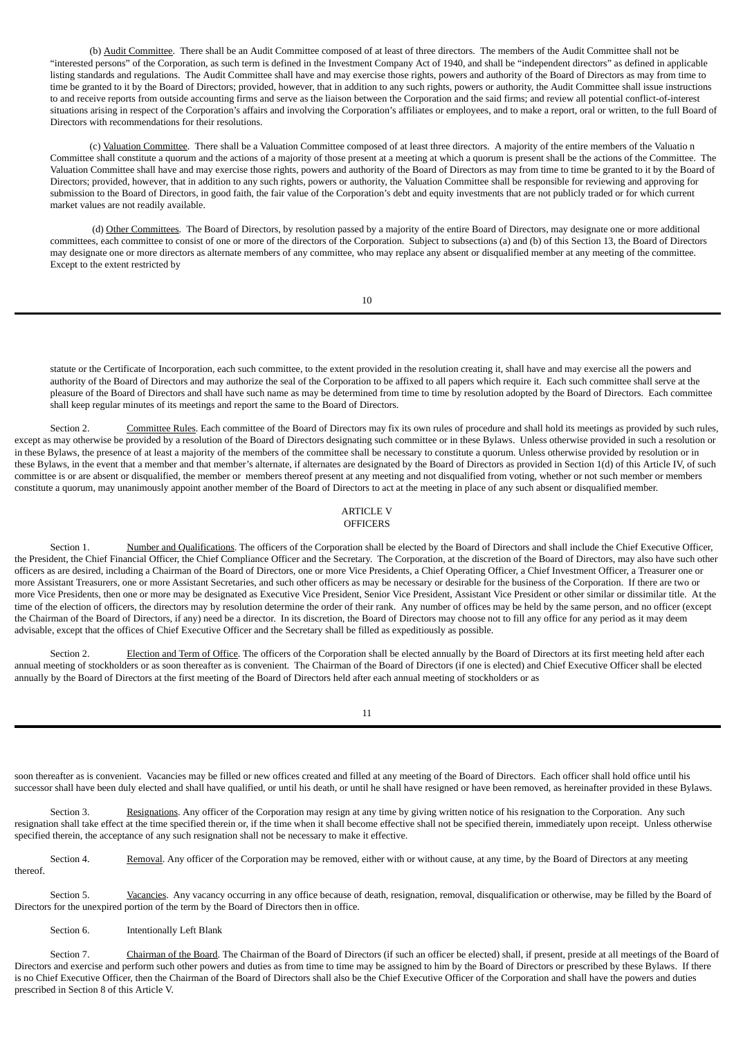(b) Audit Committee. There shall be an Audit Committee composed of at least three directors. The members of the Audit Committee shall not be "interested persons" of the Corporation, as such term is defined in the Investment Company Act of 1940, and shall be "independent directors" as defined in applicable listing standards and regulations. The Audit Committee shall have and may exercise those rights, powers and authority of the Board of Directors as may from time to time be granted to it by the Board of Directors; provided, however, that in addition to any such rights, powers or authority, the Audit Committee shall issue instructions to and receive reports from outside accounting firms and serve as the liaison between the Corporation and the said firms; and review all potential conflict-of-interest situations arising in respect of the Corporation's affairs and involving the Corporation's affiliates or employees, and to make a report, oral or written, to the full Board of Directors with recommendations for their resolutions.

(c) Valuation Committee. There shall be a Valuation Committee composed of at least three directors. A majority of the entire members of the Valuatio n Committee shall constitute a quorum and the actions of a majority of those present at a meeting at which a quorum is present shall be the actions of the Committee. The Valuation Committee shall have and may exercise those rights, powers and authority of the Board of Directors as may from time to time be granted to it by the Board of Directors; provided, however, that in addition to any such rights, powers or authority, the Valuation Committee shall be responsible for reviewing and approving for submission to the Board of Directors, in good faith, the fair value of the Corporation's debt and equity investments that are not publicly traded or for which current market values are not readily available.

(d) Other Committees. The Board of Directors, by resolution passed by a majority of the entire Board of Directors, may designate one or more additional committees, each committee to consist of one or more of the directors of the Corporation. Subject to subsections (a) and (b) of this Section 13, the Board of Directors may designate one or more directors as alternate members of any committee, who may replace any absent or disqualified member at any meeting of the committee. Except to the extent restricted by statute or the Certificate of Incorporation, each such committee, to the extent provided in the resolution creating it, shall have and may exercise all the powers and authority of the Board of Directors and may authorize the seal of the Corporation to be affixed to all papers which require it. Each such committee shall serve at the pleasure of the Board of Directors and shall have such name as may be determined from time to time by resolution adopted by the Board of Directors. Each committee shall keep regular minutes of its meetings and report the same to the Board of Directors.

Section 2. Committee Rules. Each committee of the Board of Directors may fix its own rules of procedure and shall hold its meetings as provided by such rules, except as may otherwise be provided by a resolution of the Board of Directors designating such committee or in these Bylaws. Unless otherwise provided in such a resolution or in these Bylaws, the presence of at least a majority of the members of the committee shall be necessary to constitute a quorum. Unless otherwise provided by resolution or in these Bylaws, in the event that a member and that member's alternate, if alternates are designated by the Board of Directors as provided in Section 1(d) of this Article IV, of such committee is or are absent or disqualified, the member or members thereof present at any meeting and not disqualified from voting, whether or not such member or members constitute a quorum, may unanimously appoint another member of the Board of Directors to act at the meeting in place of any such absent or disqualified member.

## ARTICLE V
## OFFICERS

Section 1. Number and Qualifications. The officers of the Corporation shall be elected by the Board of Directors and shall include the Chief Executive Officer, the President, the Chief Financial Officer, the Chief Compliance Officer and the Secretary. The Corporation, at the discretion of the Board of Directors, may also have such other officers as are desired, including a Chairman of the Board of Directors, one or more Vice Presidents, a Chief Operating Officer, a Chief Investment Officer, a Treasurer one or more Assistant Treasurers, one or more Assistant Secretaries, and such other officers as may be necessary or desirable for the business of the Corporation. If there are two or more Vice Presidents, then one or more may be designated as Executive Vice President, Senior Vice President, Assistant Vice President or other similar or dissimilar title. At the time of the election of officers, the directors may by resolution determine the order of their rank. Any number of offices may be held by the same person, and no officer (except the Chairman of the Board of Directors, if any) need be a director. In its discretion, the Board of Directors may choose not to fill any office for any period as it may deem advisable, except that the offices of Chief Executive Officer and the Secretary shall be filled as expeditiously as possible.

Section 2. Election and Term of Office. The officers of the Corporation shall be elected annually by the Board of Directors at its first meeting held after each annual meeting of stockholders or as soon thereafter as is convenient. The Chairman of the Board of Directors (if one is elected) and Chief Executive Officer shall be elected annually by the Board of Directors at the first meeting of the Board of Directors held after each annual meeting of stockholders or as soon thereafter as is convenient. Vacancies may be filled or new offices created and filled at any meeting of the Board of Directors. Each officer shall hold office until his successor shall have been duly elected and shall have qualified, or until his death, or until he shall have resigned or have been removed, as hereinafter provided in these Bylaws.

Section 3. Resignations. Any officer of the Corporation may resign at any time by giving written notice of his resignation to the Corporation. Any such resignation shall take effect at the time specified therein or, if the time when it shall become effective shall not be specified therein, immediately upon receipt. Unless otherwise specified therein, the acceptance of any such resignation shall not be necessary to make it effective.

Section 4. Removal. Any officer of the Corporation may be removed, either with or without cause, at any time, by the Board of Directors at any meeting thereof.

Section 5. Vacancies. Any vacancy occurring in any office because of death, resignation, removal, disqualification or otherwise, may be filled by the Board of Directors for the unexpired portion of the term by the Board of Directors then in office.

Section 6. Intentionally Left Blank

Section 7. Chairman of the Board. The Chairman of the Board of Directors (if such an officer be elected) shall, if present, preside at all meetings of the Board of Directors and exercise and perform such other powers and duties as from time to time may be assigned to him by the Board of Directors or prescribed by these Bylaws. If there is no Chief Executive Officer, then the Chairman of the Board of Directors shall also be the Chief Executive Officer of the Corporation and shall have the powers and duties prescribed in Section 8 of this Article V.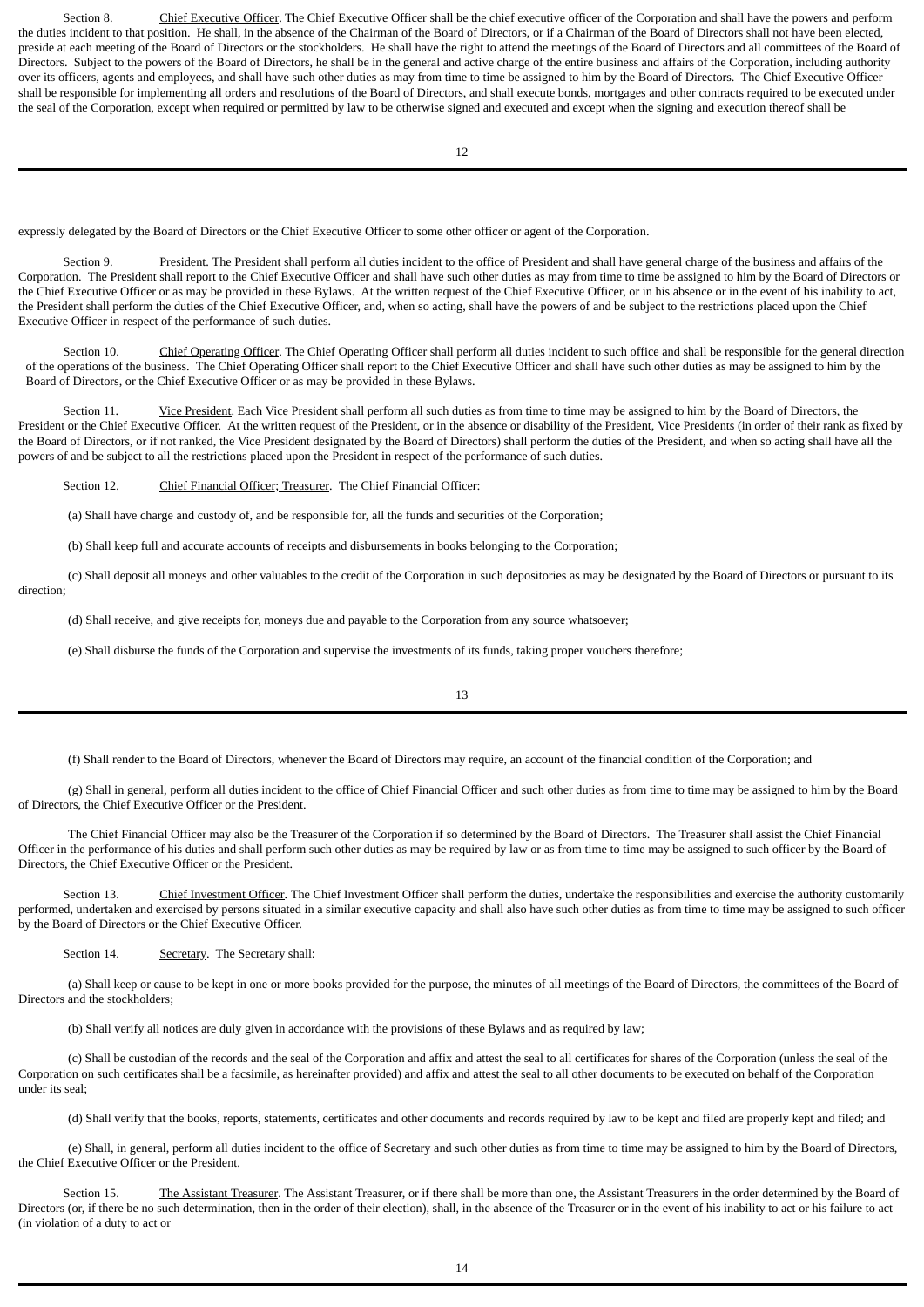Section 8. Chief Executive Officer. The Chief Executive Officer shall be the chief executive officer of the Corporation and shall have the powers and perform the duties incident to that position. He shall, in the absence of the Chairman of the Board of Directors, or if a Chairman of the Board of Directors shall not have been elected, preside at each meeting of the Board of Directors or the stockholders. He shall have the right to attend the meetings of the Board of Directors and all committees of the Board of Directors. Subject to the powers of the Board of Directors, he shall be in the general and active charge of the entire business and affairs of the Corporation, including authority over its officers, agents and employees, and shall have such other duties as may from time to time be assigned to him by the Board of Directors. The Chief Executive Officer shall be responsible for implementing all orders and resolutions of the Board of Directors, and shall execute bonds, mortgages and other contracts required to be executed under the seal of the Corporation, except when required or permitted by law to be otherwise signed and executed and except when the signing and execution thereof shall be expressly delegated by the Board of Directors or the Chief Executive Officer to some other officer or agent of the Corporation.

Section 9. President. The President shall perform all duties incident to the office of President and shall have general charge of the business and affairs of the Corporation. The President shall report to the Chief Executive Officer and shall have such other duties as may from time to time be assigned to him by the Board of Directors or the Chief Executive Officer or as may be provided in these Bylaws. At the written request of the Chief Executive Officer, or in his absence or in the event of his inability to act, the President shall perform the duties of the Chief Executive Officer, and, when so acting, shall have the powers of and be subject to the restrictions placed upon the Chief Executive Officer in respect of the performance of such duties.

Section 10. Chief Operating Officer. The Chief Operating Officer shall perform all duties incident to such office and shall be responsible for the general direction of the operations of the business. The Chief Operating Officer shall report to the Chief Executive Officer and shall have such other duties as may be assigned to him by the Board of Directors, or the Chief Executive Officer or as may be provided in these Bylaws.

Section 11. Vice President. Each Vice President shall perform all such duties as from time to time may be assigned to him by the Board of Directors, the President or the Chief Executive Officer. At the written request of the President, or in the absence or disability of the President, Vice Presidents (in order of their rank as fixed by the Board of Directors, or if not ranked, the Vice President designated by the Board of Directors) shall perform the duties of the President, and when so acting shall have all the powers of and be subject to all the restrictions placed upon the President in respect of the performance of such duties.

Section 12. Chief Financial Officer; Treasurer. The Chief Financial Officer:

(a) Shall have charge and custody of, and be responsible for, all the funds and securities of the Corporation;

(b) Shall keep full and accurate accounts of receipts and disbursements in books belonging to the Corporation;

(c) Shall deposit all moneys and other valuables to the credit of the Corporation in such depositories as may be designated by the Board of Directors or pursuant to its direction;

(d) Shall receive, and give receipts for, moneys due and payable to the Corporation from any source whatsoever;

(e) Shall disburse the funds of the Corporation and supervise the investments of its funds, taking proper vouchers therefore;

(f) Shall render to the Board of Directors, whenever the Board of Directors may require, an account of the financial condition of the Corporation; and

(g) Shall in general, perform all duties incident to the office of Chief Financial Officer and such other duties as from time to time may be assigned to him by the Board of Directors, the Chief Executive Officer or the President.

The Chief Financial Officer may also be the Treasurer of the Corporation if so determined by the Board of Directors. The Treasurer shall assist the Chief Financial Officer in the performance of his duties and shall perform such other duties as may be required by law or as from time to time may be assigned to such officer by the Board of Directors, the Chief Executive Officer or the President.

Section 13. Chief Investment Officer. The Chief Investment Officer shall perform the duties, undertake the responsibilities and exercise the authority customarily performed, undertaken and exercised by persons situated in a similar executive capacity and shall also have such other duties as from time to time may be assigned to such officer by the Board of Directors or the Chief Executive Officer.

Section 14. Secretary. The Secretary shall:

(a) Shall keep or cause to be kept in one or more books provided for the purpose, the minutes of all meetings of the Board of Directors, the committees of the Board of Directors and the stockholders;

(b) Shall verify all notices are duly given in accordance with the provisions of these Bylaws and as required by law;

(c) Shall be custodian of the records and the seal of the Corporation and affix and attest the seal to all certificates for shares of the Corporation (unless the seal of the Corporation on such certificates shall be a facsimile, as hereinafter provided) and affix and attest the seal to all other documents to be executed on behalf of the Corporation under its seal;

(d) Shall verify that the books, reports, statements, certificates and other documents and records required by law to be kept and filed are properly kept and filed; and

(e) Shall, in general, perform all duties incident to the office of Secretary and such other duties as from time to time may be assigned to him by the Board of Directors, the Chief Executive Officer or the President.

Section 15. The Assistant Treasurer. The Assistant Treasurer, or if there shall be more than one, the Assistant Treasurers in the order determined by the Board of Directors (or, if there be no such determination, then in the order of their election), shall, in the absence of the Treasurer or in the event of his inability to act or his failure to act (in violation of a duty to act or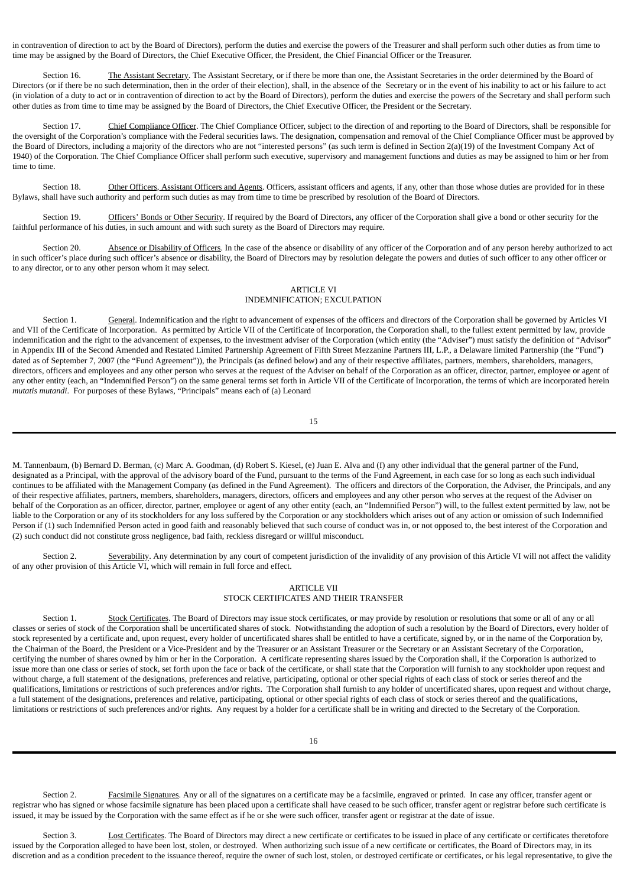in contravention of direction to act by the Board of Directors), perform the duties and exercise the powers of the Treasurer and shall perform such other duties as from time to time may be assigned by the Board of Directors, the Chief Executive Officer, the President, the Chief Financial Officer or the Treasurer.

Section 16. The Assistant Secretary. The Assistant Secretary, or if there be more than one, the Assistant Secretaries in the order determined by the Board of Directors (or if there be no such determination, then in the order of their election), shall, in the absence of the Secretary or in the event of his inability to act or his failure to act (in violation of a duty to act or in contravention of direction to act by the Board of Directors), perform the duties and exercise the powers of the Secretary and shall perform such other duties as from time to time may be assigned by the Board of Directors, the Chief Executive Officer, the President or the Secretary.

Section 17. Chief Compliance Officer. The Chief Compliance Officer, subject to the direction of and reporting to the Board of Directors, shall be responsible for the oversight of the Corporation's compliance with the Federal securities laws. The designation, compensation and removal of the Chief Compliance Officer must be approved by the Board of Directors, including a majority of the directors who are not "interested persons" (as such term is defined in Section 2(a)(19) of the Investment Company Act of 1940) of the Corporation. The Chief Compliance Officer shall perform such executive, supervisory and management functions and duties as may be assigned to him or her from time to time.

Section 18. Other Officers, Assistant Officers and Agents. Officers, assistant officers and agents, if any, other than those whose duties are provided for in these Bylaws, shall have such authority and perform such duties as may from time to time be prescribed by resolution of the Board of Directors.

Section 19. Officers' Bonds or Other Security. If required by the Board of Directors, any officer of the Corporation shall give a bond or other security for the faithful performance of his duties, in such amount and with such surety as the Board of Directors may require.

Section 20. Absence or Disability of Officers. In the case of the absence or disability of any officer of the Corporation and of any person hereby authorized to act in such officer's place during such officer's absence or disability, the Board of Directors may by resolution delegate the powers and duties of such officer to any other officer or to any director, or to any other person whom it may select.

## ARTICLE VI
## INDEMNIFICATION; EXCULPATION

Section 1. General. Indemnification and the right to advancement of expenses of the officers and directors of the Corporation shall be governed by Articles VI and VII of the Certificate of Incorporation. As permitted by Article VII of the Certificate of Incorporation, the Corporation shall, to the fullest extent permitted by law, provide indemnification and the right to the advancement of expenses, to the investment adviser of the Corporation (which entity (the "Adviser") must satisfy the definition of "Advisor" in Appendix III of the Second Amended and Restated Limited Partnership Agreement of Fifth Street Mezzanine Partners III, L.P., a Delaware limited Partnership (the "Fund") dated as of September 7, 2007 (the "Fund Agreement")), the Principals (as defined below) and any of their respective affiliates, partners, members, shareholders, managers, directors, officers and employees and any other person who serves at the request of the Adviser on behalf of the Corporation as an officer, director, partner, employee or agent of any other entity (each, an "Indemnified Person") on the same general terms set forth in Article VII of the Certificate of Incorporation, the terms of which are incorporated herein *mutatis mutandi*. For purposes of these Bylaws, "Principals" means each of (a) Leonard M. Tannenbaum, (b) Bernard D. Berman, (c) Marc A. Goodman, (d) Robert S. Kiesel, (e) Juan E. Alva and (f) any other individual that the general partner of the Fund, designated as a Principal, with the approval of the advisory board of the Fund, pursuant to the terms of the Fund Agreement, in each case for so long as each such individual continues to be affiliated with the Management Company (as defined in the Fund Agreement). The officers and directors of the Corporation, the Adviser, the Principals, and any of their respective affiliates, partners, members, shareholders, managers, directors, officers and employees and any other person who serves at the request of the Adviser on behalf of the Corporation as an officer, director, partner, employee or agent of any other entity (each, an "Indemnified Person") will, to the fullest extent permitted by law, not be liable to the Corporation or any of its stockholders for any loss suffered by the Corporation or any stockholders which arises out of any action or omission of such Indemnified Person if (1) such Indemnified Person acted in good faith and reasonably believed that such course of conduct was in, or not opposed to, the best interest of the Corporation and (2) such conduct did not constitute gross negligence, bad faith, reckless disregard or willful misconduct.

Section 2. Severability. Any determination by any court of competent jurisdiction of the invalidity of any provision of this Article VI will not affect the validity of any other provision of this Article VI, which will remain in full force and effect.

## ARTICLE VII
## STOCK CERTIFICATES AND THEIR TRANSFER

Section 1. Stock Certificates. The Board of Directors may issue stock certificates, or may provide by resolution or resolutions that some or all of any or all classes or series of stock of the Corporation shall be uncertificated shares of stock. Notwithstanding the adoption of such a resolution by the Board of Directors, every holder of stock represented by a certificate and, upon request, every holder of uncertificated shares shall be entitled to have a certificate, signed by, or in the name of the Corporation by, the Chairman of the Board, the President or a Vice-President and by the Treasurer or an Assistant Treasurer or the Secretary or an Assistant Secretary of the Corporation, certifying the number of shares owned by him or her in the Corporation. A certificate representing shares issued by the Corporation shall, if the Corporation is authorized to issue more than one class or series of stock, set forth upon the face or back of the certificate, or shall state that the Corporation will furnish to any stockholder upon request and without charge, a full statement of the designations, preferences and relative, participating, optional or other special rights of each class of stock or series thereof and the qualifications, limitations or restrictions of such preferences and/or rights. The Corporation shall furnish to any holder of uncertificated shares, upon request and without charge, a full statement of the designations, preferences and relative, participating, optional or other special rights of each class of stock or series thereof and the qualifications, limitations or restrictions of such preferences and/or rights. Any request by a holder for a certificate shall be in writing and directed to the Secretary of the Corporation.

Section 2. Facsimile Signatures. Any or all of the signatures on a certificate may be a facsimile, engraved or printed. In case any officer, transfer agent or registrar who has signed or whose facsimile signature has been placed upon a certificate shall have ceased to be such officer, transfer agent or registrar before such certificate is issued, it may be issued by the Corporation with the same effect as if he or she were such officer, transfer agent or registrar at the date of issue.

Section 3. Lost Certificates. The Board of Directors may direct a new certificate or certificates to be issued in place of any certificate or certificates theretofore issued by the Corporation alleged to have been lost, stolen, or destroyed. When authorizing such issue of a new certificate or certificates, the Board of Directors may, in its discretion and as a condition precedent to the issuance thereof, require the owner of such lost, stolen, or destroyed certificate or certificates, or his legal representative, to give the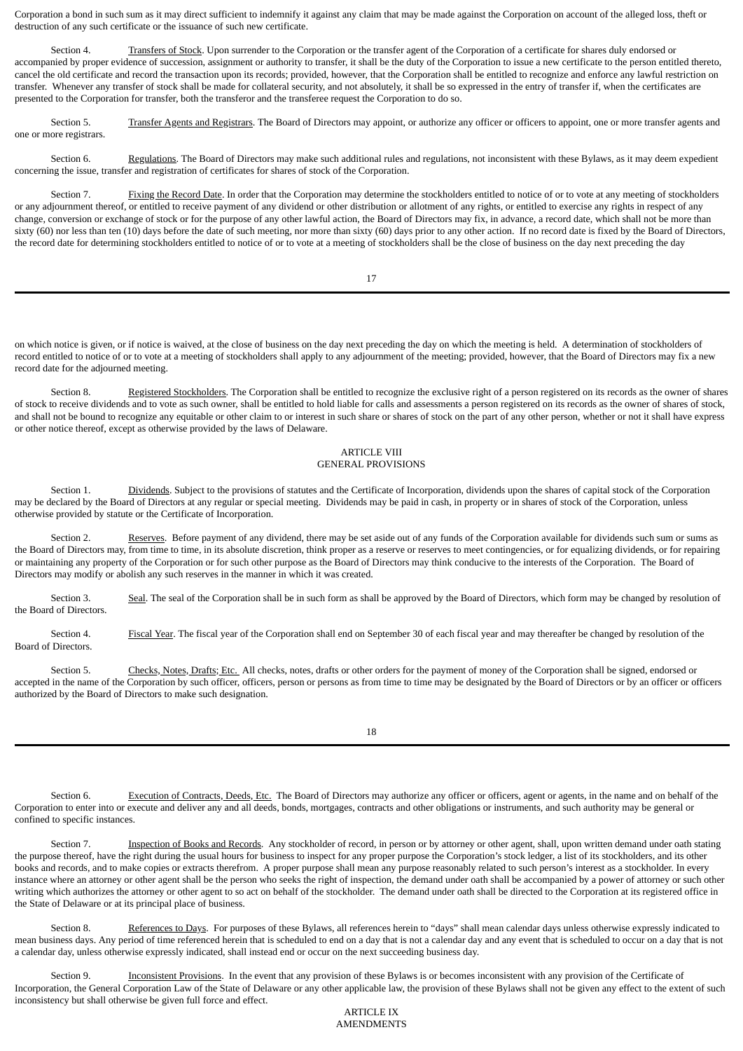Corporation a bond in such sum as it may direct sufficient to indemnify it against any claim that may be made against the Corporation on account of the alleged loss, theft or destruction of any such certificate or the issuance of such new certificate.

Section 4. Transfers of Stock. Upon surrender to the Corporation or the transfer agent of the Corporation of a certificate for shares duly endorsed or accompanied by proper evidence of succession, assignment or authority to transfer, it shall be the duty of the Corporation to issue a new certificate to the person entitled thereto, cancel the old certificate and record the transaction upon its records; provided, however, that the Corporation shall be entitled to recognize and enforce any lawful restriction on transfer. Whenever any transfer of stock shall be made for collateral security, and not absolutely, it shall be so expressed in the entry of transfer if, when the certificates are presented to the Corporation for transfer, both the transferor and the transferee request the Corporation to do so.

Section 5. Transfer Agents and Registrars. The Board of Directors may appoint, or authorize any officer or officers to appoint, one or more transfer agents and one or more registrars.

Section 6. Regulations. The Board of Directors may make such additional rules and regulations, not inconsistent with these Bylaws, as it may deem expedient concerning the issue, transfer and registration of certificates for shares of stock of the Corporation.

Section 7. Fixing the Record Date. In order that the Corporation may determine the stockholders entitled to notice of or to vote at any meeting of stockholders or any adjournment thereof, or entitled to receive payment of any dividend or other distribution or allotment of any rights, or entitled to exercise any rights in respect of any change, conversion or exchange of stock or for the purpose of any other lawful action, the Board of Directors may fix, in advance, a record date, which shall not be more than sixty (60) nor less than ten (10) days before the date of such meeting, nor more than sixty (60) days prior to any other action. If no record date is fixed by the Board of Directors, the record date for determining stockholders entitled to notice of or to vote at a meeting of stockholders shall be the close of business on the day next preceding the day on which notice is given, or if notice is waived, at the close of business on the day next preceding the day on which the meeting is held. A determination of stockholders of record entitled to notice of or to vote at a meeting of stockholders shall apply to any adjournment of the meeting; provided, however, that the Board of Directors may fix a new record date for the adjourned meeting.

Section 8. Registered Stockholders. The Corporation shall be entitled to recognize the exclusive right of a person registered on its records as the owner of shares of stock to receive dividends and to vote as such owner, shall be entitled to hold liable for calls and assessments a person registered on its records as the owner of shares of stock, and shall not be bound to recognize any equitable or other claim to or interest in such share or shares of stock on the part of any other person, whether or not it shall have express or other notice thereof, except as otherwise provided by the laws of Delaware.

## ARTICLE VIII
## GENERAL PROVISIONS

Section 1. Dividends. Subject to the provisions of statutes and the Certificate of Incorporation, dividends upon the shares of capital stock of the Corporation may be declared by the Board of Directors at any regular or special meeting. Dividends may be paid in cash, in property or in shares of stock of the Corporation, unless otherwise provided by statute or the Certificate of Incorporation.

Section 2. Reserves. Before payment of any dividend, there may be set aside out of any funds of the Corporation available for dividends such sum or sums as the Board of Directors may, from time to time, in its absolute discretion, think proper as a reserve or reserves to meet contingencies, or for equalizing dividends, or for repairing or maintaining any property of the Corporation or for such other purpose as the Board of Directors may think conducive to the interests of the Corporation. The Board of Directors may modify or abolish any such reserves in the manner in which it was created.

Section 3. Seal. The seal of the Corporation shall be in such form as shall be approved by the Board of Directors, which form may be changed by resolution of the Board of Directors.

Section 4. Fiscal Year. The fiscal year of the Corporation shall end on September 30 of each fiscal year and may thereafter be changed by resolution of the Board of Directors.

Section 5. Checks, Notes, Drafts; Etc. All checks, notes, drafts or other orders for the payment of money of the Corporation shall be signed, endorsed or accepted in the name of the Corporation by such officer, officers, person or persons as from time to time may be designated by the Board of Directors or by an officer or officers authorized by the Board of Directors to make such designation.

Section 6. Execution of Contracts, Deeds, Etc. The Board of Directors may authorize any officer or officers, agent or agents, in the name and on behalf of the Corporation to enter into or execute and deliver any and all deeds, bonds, mortgages, contracts and other obligations or instruments, and such authority may be general or confined to specific instances.

Section 7. Inspection of Books and Records. Any stockholder of record, in person or by attorney or other agent, shall, upon written demand under oath stating the purpose thereof, have the right during the usual hours for business to inspect for any proper purpose the Corporation's stock ledger, a list of its stockholders, and its other books and records, and to make copies or extracts therefrom. A proper purpose shall mean any purpose reasonably related to such person's interest as a stockholder. In every instance where an attorney or other agent shall be the person who seeks the right of inspection, the demand under oath shall be accompanied by a power of attorney or such other writing which authorizes the attorney or other agent to so act on behalf of the stockholder. The demand under oath shall be directed to the Corporation at its registered office in the State of Delaware or at its principal place of business.

Section 8. References to Days. For purposes of these Bylaws, all references herein to "days" shall mean calendar days unless otherwise expressly indicated to mean business days. Any period of time referenced herein that is scheduled to end on a day that is not a calendar day and any event that is scheduled to occur on a day that is not a calendar day, unless otherwise expressly indicated, shall instead end or occur on the next succeeding business day.

Section 9. Inconsistent Provisions. In the event that any provision of these Bylaws is or becomes inconsistent with any provision of the Certificate of Incorporation, the General Corporation Law of the State of Delaware or any other applicable law, the provision of these Bylaws shall not be given any effect to the extent of such inconsistency but shall otherwise be given full force and effect.

## ARTICLE IX
## AMENDMENTS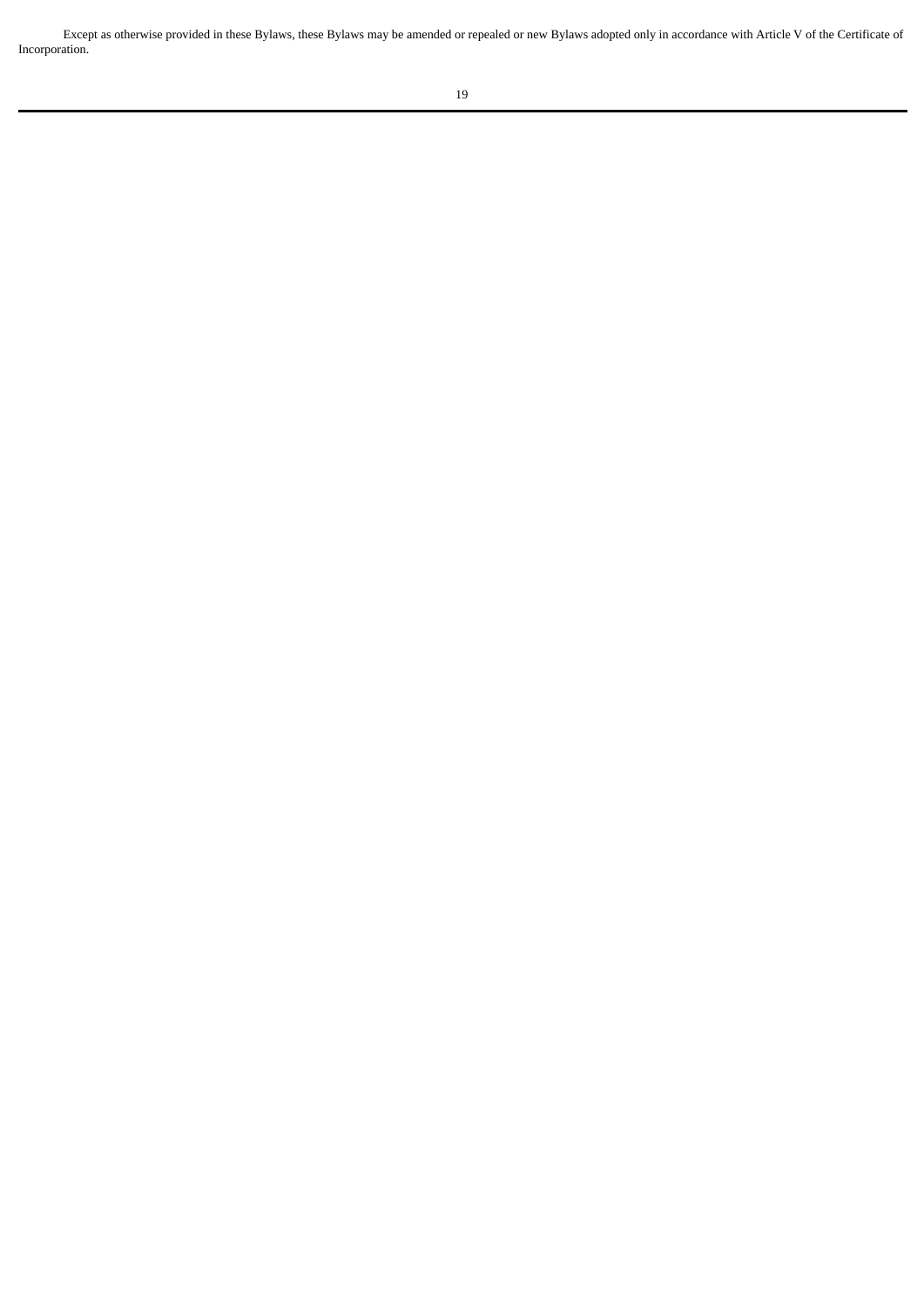Except as otherwise provided in these Bylaws, these Bylaws may be amended or repealed or new Bylaws adopted only in accordance with Article V of the Certificate of Incorporation.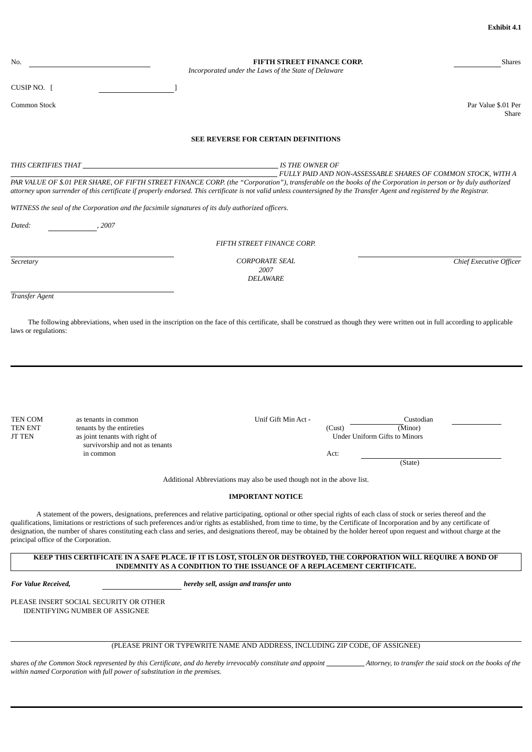**Exhibit 4.1**

| No. \_\_\_\_\_\_\_\_\_\_\_\_\_\_\_\_\_\_\_\_ | **FIFTH STREET FINANCE CORP.** *Incorporated under the Laws of the State of Delaware* | \_\_\_\_\_\_\_\_ Shares |
|---|---|---|

CUSIP NO. [ \_\_\_\_\_\_\_\_\_\_\_\_\_\_\_\_ ]

Common Stock — Par Value $.01 Per Share

**SEE REVERSE FOR CERTAIN DEFINITIONS**

*THIS CERTIFIES THAT \_\_\_\_\_\_\_\_\_\_\_\_\_\_\_\_\_\_\_\_\_\_\_\_\_\_\_\_\_\_\_\_\_\_\_\_\_\_\_\_ IS THE OWNER OF \_\_\_\_\_\_\_\_\_\_\_\_\_\_\_\_\_\_\_\_\_\_\_\_\_\_\_\_\_\_\_\_\_\_\_\_\_\_\_\_ FULLY PAID AND NON-ASSESSABLE SHARES OF COMMON STOCK, WITH A PAR VALUE OF $.01 PER SHARE, OF FIFTH STREET FINANCE CORP. (the "Corporation"), transferable on the books of the Corporation in person or by duly authorized attorney upon surrender of this certificate if properly endorsed. This certificate is not valid unless countersigned by the Transfer Agent and registered by the Registrar.*

*WITNESS the seal of the Corporation and the facsimile signatures of its duly authorized officers.*

*Dated: \_\_\_\_\_\_\_\_\_\_, 2007*

*FIFTH STREET FINANCE CORP.*

| \_\_\_\_\_\_\_\_\_\_\_\_\_\_\_\_\_\_\_\_ | | \_\_\_\_\_\_\_\_\_\_\_\_\_\_\_\_\_\_\_\_ |
|---|---|---|
| *Secretary* | *CORPORATE SEAL 2007 DELAWARE* | *Chief Executive Officer* |

\_\_\_\_\_\_\_\_\_\_\_\_\_\_\_\_\_\_\_\_

*Transfer Agent*

The following abbreviations, when used in the inscription on the face of this certificate, shall be construed as though they were written out in full according to applicable laws or regulations:

---

| | | | |
|---|---|---|---|
| TEN COM | as tenants in common | Unif Gift Min Act - | \_\_\_\_\_\_\_\_ Custodian \_\_\_\_\_\_\_\_ |
| TEN ENT | tenants by the entireties | | (Cust) (Minor) |
| JT TEN | as joint tenants with right of survivorship and not as tenants in common | | Under Uniform Gifts to Minors |
| | | | Act: \_\_\_\_\_\_\_\_\_\_\_\_\_\_\_\_ (State) |

Additional Abbreviations may also be used though not in the above list.

**IMPORTANT NOTICE**

A statement of the powers, designations, preferences and relative participating, optional or other special rights of each class of stock or series thereof and the qualifications, limitations or restrictions of such preferences and/or rights as established, from time to time, by the Certificate of Incorporation and by any certificate of designation, the number of shares constituting each class and series, and designations thereof, may be obtained by the holder hereof upon request and without charge at the principal office of the Corporation.

**KEEP THIS CERTIFICATE IN A SAFE PLACE. IF IT IS LOST, STOLEN OR DESTROYED, THE CORPORATION WILL REQUIRE A BOND OF INDEMNITY AS A CONDITION TO THE ISSUANCE OF A REPLACEMENT CERTIFICATE.**

***For Value Received,*** \_\_\_\_\_\_\_\_\_\_\_\_\_\_\_\_ ***hereby sell, assign and transfer unto***

PLEASE INSERT SOCIAL SECURITY OR OTHER IDENTIFYING NUMBER OF ASSIGNEE

\_\_\_\_\_\_\_\_\_\_\_\_\_\_\_\_\_\_\_\_\_\_\_\_\_\_\_\_\_\_\_\_\_\_\_\_\_\_\_\_

(PLEASE PRINT OR TYPEWRITE NAME AND ADDRESS, INCLUDING ZIP CODE, OF ASSIGNEE)

*shares of the Common Stock represented by this Certificate, and do hereby irrevocably constitute and appoint \_\_\_\_\_\_\_\_\_\_ Attorney, to transfer the said stock on the books of the within named Corporation with full power of substitution in the premises.*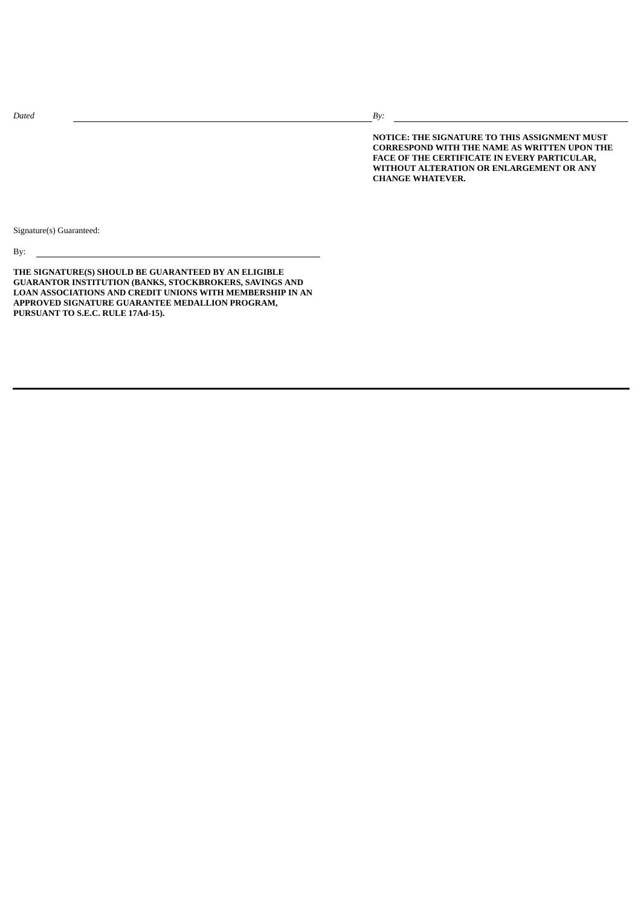*Dated* \_\_\_\_\_\_\_\_\_\_\_\_\_\_\_\_\_\_\_\_\_\_\_\_\_\_\_\_\_\_ *By:* \_\_\_\_\_\_\_\_\_\_\_\_\_\_\_\_\_\_\_\_\_\_\_\_\_\_\_\_\_\_

**NOTICE: THE SIGNATURE TO THIS ASSIGNMENT MUST CORRESPOND WITH THE NAME AS WRITTEN UPON THE FACE OF THE CERTIFICATE IN EVERY PARTICULAR, WITHOUT ALTERATION OR ENLARGEMENT OR ANY CHANGE WHATEVER.**

Signature(s) Guaranteed:

By: \_\_\_\_\_\_\_\_\_\_\_\_\_\_\_\_\_\_\_\_\_\_\_\_\_\_\_\_\_\_

**THE SIGNATURE(S) SHOULD BE GUARANTEED BY AN ELIGIBLE GUARANTOR INSTITUTION (BANKS, STOCKBROKERS, SAVINGS AND LOAN ASSOCIATIONS AND CREDIT UNIONS WITH MEMBERSHIP IN AN APPROVED SIGNATURE GUARANTEE MEDALLION PROGRAM, PURSUANT TO S.E.C. RULE 17Ad-15).**